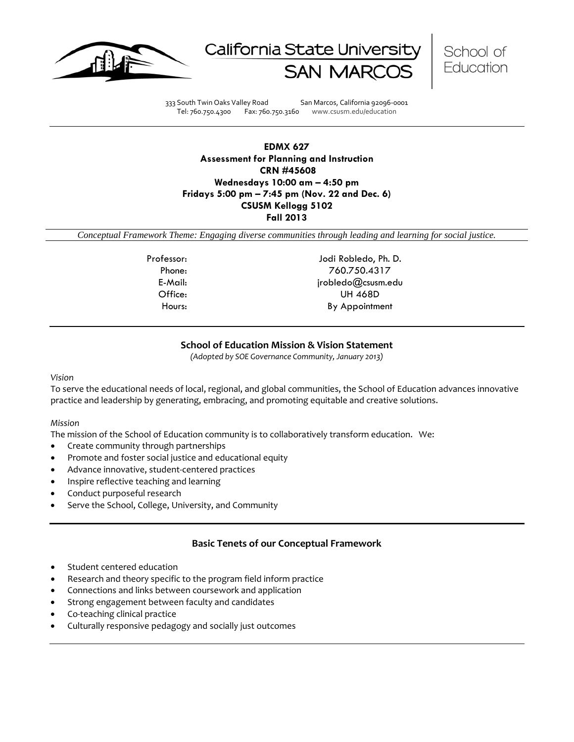California State University SAN MARCOS | School of Education

333 South Twin Oaks Valley Road San Marcos, California 92096-0001
Tel: 760.750.4300 Fax: 760.750.3160 www.csusm.edu/education

**EDMX 627**
**Assessment for Planning and Instruction**
**CRN #45608**
**Wednesdays 10:00 am – 4:50 pm**
**Fridays 5:00 pm – 7:45 pm (Nov. 22 and Dec. 6)**
**CSUSM Kellogg 5102**
**Fall 2013**

*Conceptual Framework Theme: Engaging diverse communities through leading and learning for social justice.*

| | |
|---|---|
| Professor: | Jodi Robledo, Ph. D. |
| Phone: | 760.750.4317 |
| E-Mail: | jrobledo@csusm.edu |
| Office: | UH 468D |
| Hours: | By Appointment |

## School of Education Mission & Vision Statement

*(Adopted by SOE Governance Community, January 2013)*

*Vision*

To serve the educational needs of local, regional, and global communities, the School of Education advances innovative practice and leadership by generating, embracing, and promoting equitable and creative solutions.

*Mission*

The mission of the School of Education community is to collaboratively transform education. We:

- Create community through partnerships
- Promote and foster social justice and educational equity
- Advance innovative, student-centered practices
- Inspire reflective teaching and learning
- Conduct purposeful research
- Serve the School, College, University, and Community

## Basic Tenets of our Conceptual Framework

- Student centered education
- Research and theory specific to the program field inform practice
- Connections and links between coursework and application
- Strong engagement between faculty and candidates
- Co-teaching clinical practice
- Culturally responsive pedagogy and socially just outcomes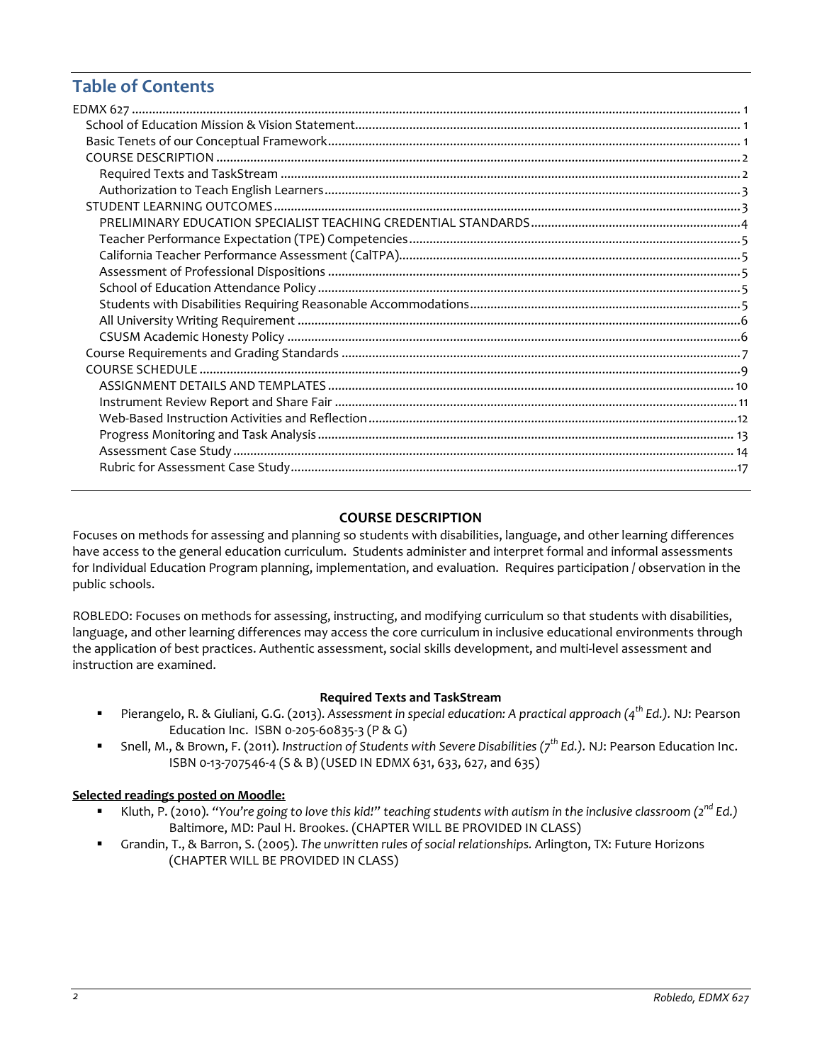## Table of Contents

EDMX 627 ..... 1
- School of Education Mission & Vision Statement ..... 1
- Basic Tenets of our Conceptual Framework ..... 1
- COURSE DESCRIPTION ..... 2
  - Required Texts and TaskStream ..... 2
  - Authorization to Teach English Learners ..... 3
- STUDENT LEARNING OUTCOMES ..... 3
  - PRELIMINARY EDUCATION SPECIALIST TEACHING CREDENTIAL STANDARDS ..... 4
  - Teacher Performance Expectation (TPE) Competencies ..... 5
  - California Teacher Performance Assessment (CalTPA) ..... 5
  - Assessment of Professional Dispositions ..... 5
  - School of Education Attendance Policy ..... 5
  - Students with Disabilities Requiring Reasonable Accommodations ..... 5
  - All University Writing Requirement ..... 6
  - CSUSM Academic Honesty Policy ..... 6
- Course Requirements and Grading Standards ..... 7
- COURSE SCHEDULE ..... 9
  - ASSIGNMENT DETAILS AND TEMPLATES ..... 10
  - Instrument Review Report and Share Fair ..... 11
  - Web-Based Instruction Activities and Reflection ..... 12
  - Progress Monitoring and Task Analysis ..... 13
  - Assessment Case Study ..... 14
  - Rubric for Assessment Case Study ..... 17

## COURSE DESCRIPTION

Focuses on methods for assessing and planning so students with disabilities, language, and other learning differences have access to the general education curriculum. Students administer and interpret formal and informal assessments for Individual Education Program planning, implementation, and evaluation. Requires participation / observation in the public schools.

ROBLEDO: Focuses on methods for assessing, instructing, and modifying curriculum so that students with disabilities, language, and other learning differences may access the core curriculum in inclusive educational environments through the application of best practices. Authentic assessment, social skills development, and multi-level assessment and instruction are examined.

### Required Texts and TaskStream

- Pierangelo, R. & Giuliani, G.G. (2013). *Assessment in special education: A practical approach (4th Ed.).* NJ: Pearson Education Inc. ISBN 0-205-60835-3 (P & G)
- Snell, M., & Brown, F. (2011). *Instruction of Students with Severe Disabilities (7th Ed.).* NJ: Pearson Education Inc. ISBN 0-13-707546-4 (S & B) (USED IN EDMX 631, 633, 627, and 635)

**Selected readings posted on Moodle:**

- Kluth, P. (2010). *"You're going to love this kid!" teaching students with autism in the inclusive classroom (2nd Ed.)* Baltimore, MD: Paul H. Brookes. (CHAPTER WILL BE PROVIDED IN CLASS)
- Grandin, T., & Barron, S. (2005). *The unwritten rules of social relationships.* Arlington, TX: Future Horizons (CHAPTER WILL BE PROVIDED IN CLASS)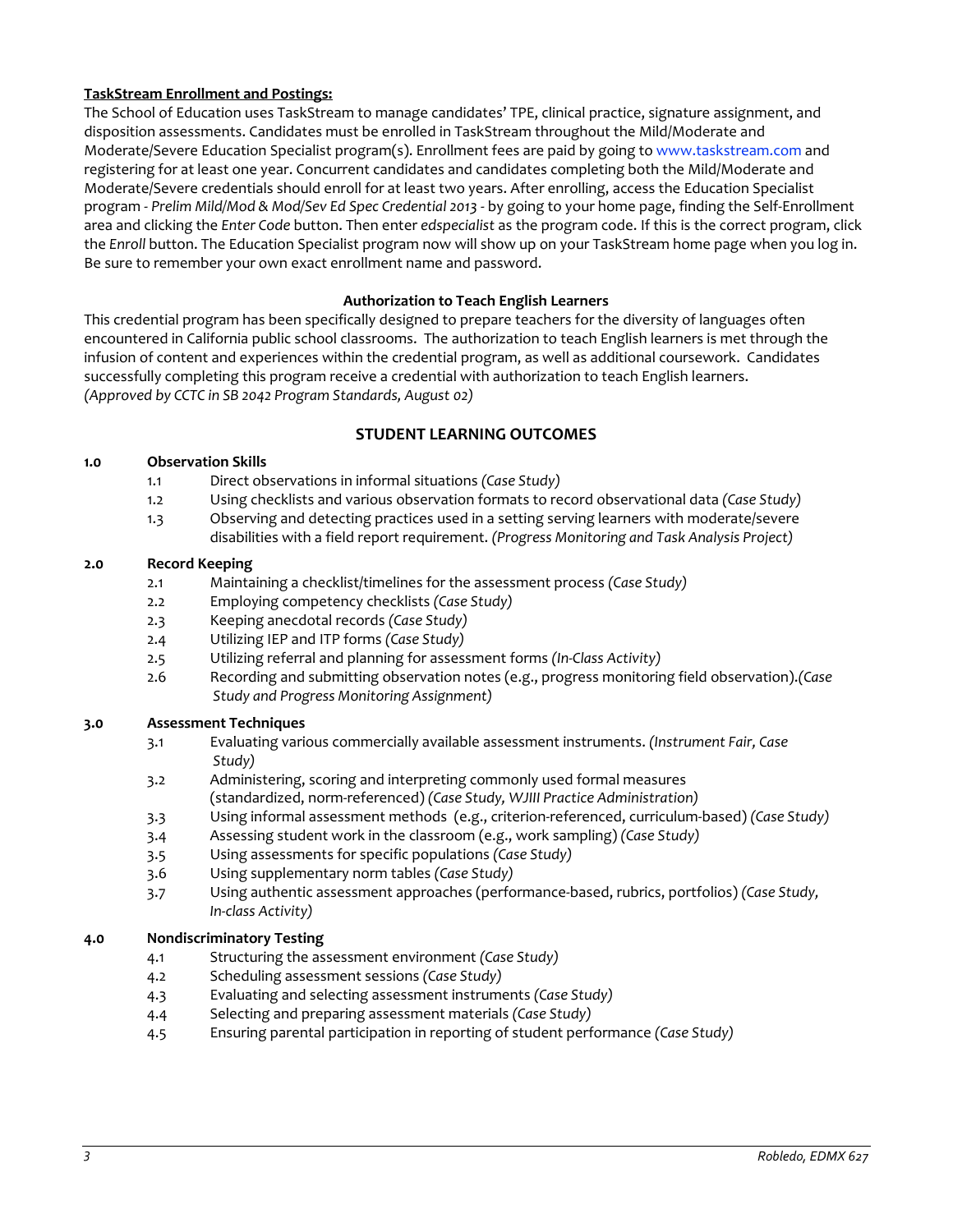**TaskStream Enrollment and Postings:**

The School of Education uses TaskStream to manage candidates' TPE, clinical practice, signature assignment, and disposition assessments. Candidates must be enrolled in TaskStream throughout the Mild/Moderate and Moderate/Severe Education Specialist program(s). Enrollment fees are paid by going to www.taskstream.com and registering for at least one year. Concurrent candidates and candidates completing both the Mild/Moderate and Moderate/Severe credentials should enroll for at least two years. After enrolling, access the Education Specialist program - *Prelim Mild/Mod & Mod/Sev Ed Spec Credential 2013* - by going to your home page, finding the Self-Enrollment area and clicking the *Enter Code* button. Then enter *edspecialist* as the program code. If this is the correct program, click the *Enroll* button. The Education Specialist program now will show up on your TaskStream home page when you log in. Be sure to remember your own exact enrollment name and password.

### Authorization to Teach English Learners

This credential program has been specifically designed to prepare teachers for the diversity of languages often encountered in California public school classrooms. The authorization to teach English learners is met through the infusion of content and experiences within the credential program, as well as additional coursework. Candidates successfully completing this program receive a credential with authorization to teach English learners.
*(Approved by CCTC in SB 2042 Program Standards, August 02)*

## STUDENT LEARNING OUTCOMES

**1.0 Observation Skills**

- 1.1 Direct observations in informal situations *(Case Study)*
- 1.2 Using checklists and various observation formats to record observational data *(Case Study)*
- 1.3 Observing and detecting practices used in a setting serving learners with moderate/severe disabilities with a field report requirement. *(Progress Monitoring and Task Analysis Project)*

**2.0 Record Keeping**

- 2.1 Maintaining a checklist/timelines for the assessment process *(Case Study)*
- 2.2 Employing competency checklists *(Case Study)*
- 2.3 Keeping anecdotal records *(Case Study)*
- 2.4 Utilizing IEP and ITP forms *(Case Study)*
- 2.5 Utilizing referral and planning for assessment forms *(In-Class Activity)*
- 2.6 Recording and submitting observation notes (e.g., progress monitoring field observation).*(Case Study and Progress Monitoring Assignment)*

**3.0 Assessment Techniques**

- 3.1 Evaluating various commercially available assessment instruments. *(Instrument Fair, Case Study)*
- 3.2 Administering, scoring and interpreting commonly used formal measures (standardized, norm-referenced) *(Case Study, WJIII Practice Administration)*
- 3.3 Using informal assessment methods (e.g., criterion-referenced, curriculum-based) *(Case Study)*
- 3.4 Assessing student work in the classroom (e.g., work sampling) *(Case Study)*
- 3.5 Using assessments for specific populations *(Case Study)*
- 3.6 Using supplementary norm tables *(Case Study)*
- 3.7 Using authentic assessment approaches (performance-based, rubrics, portfolios) *(Case Study, In-class Activity)*

**4.0 Nondiscriminatory Testing**

- 4.1 Structuring the assessment environment *(Case Study)*
- 4.2 Scheduling assessment sessions *(Case Study)*
- 4.3 Evaluating and selecting assessment instruments *(Case Study)*
- 4.4 Selecting and preparing assessment materials *(Case Study)*
- 4.5 Ensuring parental participation in reporting of student performance *(Case Study)*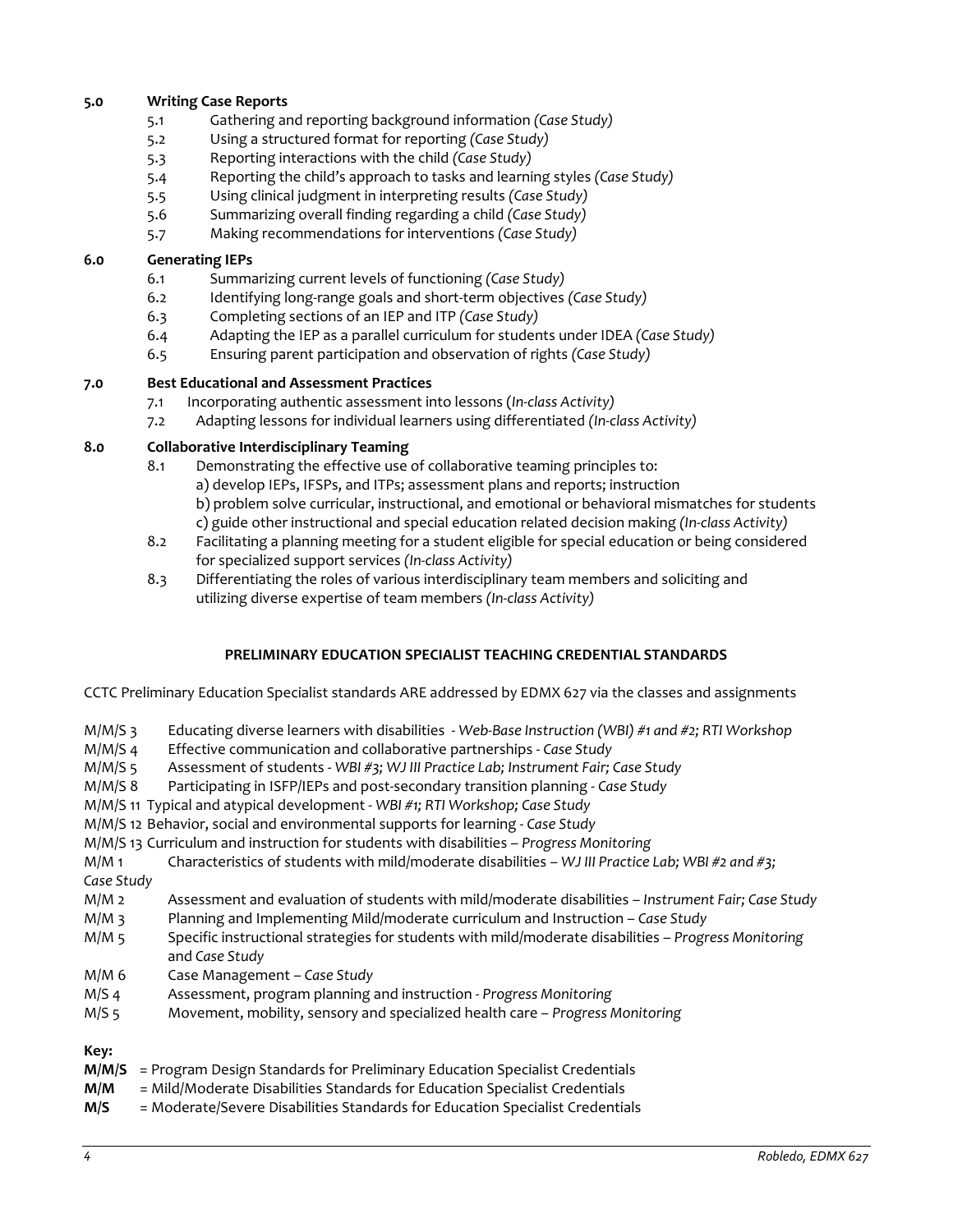**5.0 Writing Case Reports**

- 5.1 Gathering and reporting background information *(Case Study)*
- 5.2 Using a structured format for reporting *(Case Study)*
- 5.3 Reporting interactions with the child *(Case Study)*
- 5.4 Reporting the child's approach to tasks and learning styles *(Case Study)*
- 5.5 Using clinical judgment in interpreting results *(Case Study)*
- 5.6 Summarizing overall finding regarding a child *(Case Study)*
- 5.7 Making recommendations for interventions *(Case Study)*

**6.0 Generating IEPs**

- 6.1 Summarizing current levels of functioning *(Case Study)*
- 6.2 Identifying long-range goals and short-term objectives *(Case Study)*
- 6.3 Completing sections of an IEP and ITP *(Case Study)*
- 6.4 Adapting the IEP as a parallel curriculum for students under IDEA *(Case Study)*
- 6.5 Ensuring parent participation and observation of rights *(Case Study)*

**7.0 Best Educational and Assessment Practices**

- 7.1 Incorporating authentic assessment into lessons (*In-class Activity)*
- 7.2 Adapting lessons for individual learners using differentiated *(In-class Activity)*

**8.0 Collaborative Interdisciplinary Teaming**

- 8.1 Demonstrating the effective use of collaborative teaming principles to:
  a) develop IEPs, IFSPs, and ITPs; assessment plans and reports; instruction
  b) problem solve curricular, instructional, and emotional or behavioral mismatches for students
  c) guide other instructional and special education related decision making *(In-class Activity)*
- 8.2 Facilitating a planning meeting for a student eligible for special education or being considered for specialized support services *(In-class Activity)*
- 8.3 Differentiating the roles of various interdisciplinary team members and soliciting and utilizing diverse expertise of team members *(In-class Activity)*

**PRELIMINARY EDUCATION SPECIALIST TEACHING CREDENTIAL STANDARDS**

CCTC Preliminary Education Specialist standards ARE addressed by EDMX 627 via the classes and assignments

- M/M/S 3 Educating diverse learners with disabilities - *Web-Base Instruction (WBI) #1 and #2; RTI Workshop*
- M/M/S 4 Effective communication and collaborative partnerships - *Case Study*
- M/M/S 5 Assessment of students - *WBI #3; WJ III Practice Lab; Instrument Fair; Case Study*
- M/M/S 8 Participating in ISFP/IEPs and post-secondary transition planning - *Case Study*
- M/M/S 11 Typical and atypical development - *WBI #1; RTI Workshop; Case Study*
- M/M/S 12 Behavior, social and environmental supports for learning - *Case Study*
- M/M/S 13 Curriculum and instruction for students with disabilities – *Progress Monitoring*
- M/M 1 Characteristics of students with mild/moderate disabilities – *WJ III Practice Lab; WBI #2 and #3; Case Study*
- M/M 2 Assessment and evaluation of students with mild/moderate disabilities – *Instrument Fair; Case Study*
- M/M 3 Planning and Implementing Mild/moderate curriculum and Instruction – *Case Study*
- M/M 5 Specific instructional strategies for students with mild/moderate disabilities – *Progress Monitoring* and *Case Study*
- M/M 6 Case Management – *Case Study*
- M/S 4 Assessment, program planning and instruction - *Progress Monitoring*
- M/S 5 Movement, mobility, sensory and specialized health care – *Progress Monitoring*

**Key:**

**M/M/S** = Program Design Standards for Preliminary Education Specialist Credentials
**M/M** = Mild/Moderate Disabilities Standards for Education Specialist Credentials
**M/S** = Moderate/Severe Disabilities Standards for Education Specialist Credentials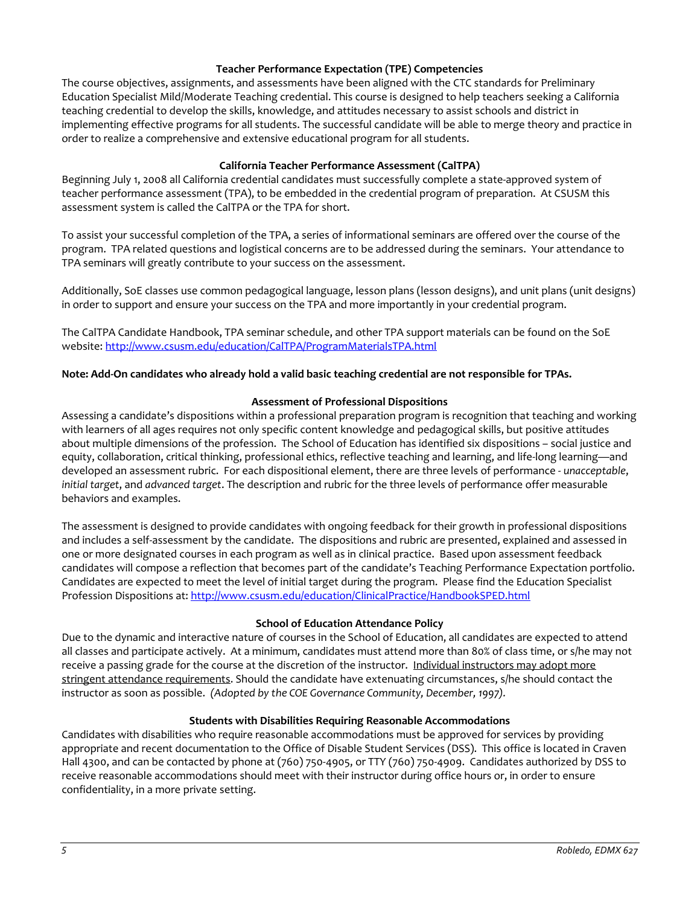## Teacher Performance Expectation (TPE) Competencies

The course objectives, assignments, and assessments have been aligned with the CTC standards for Preliminary Education Specialist Mild/Moderate Teaching credential. This course is designed to help teachers seeking a California teaching credential to develop the skills, knowledge, and attitudes necessary to assist schools and district in implementing effective programs for all students. The successful candidate will be able to merge theory and practice in order to realize a comprehensive and extensive educational program for all students.

## California Teacher Performance Assessment (CalTPA)

Beginning July 1, 2008 all California credential candidates must successfully complete a state-approved system of teacher performance assessment (TPA), to be embedded in the credential program of preparation. At CSUSM this assessment system is called the CalTPA or the TPA for short.

To assist your successful completion of the TPA, a series of informational seminars are offered over the course of the program. TPA related questions and logistical concerns are to be addressed during the seminars. Your attendance to TPA seminars will greatly contribute to your success on the assessment.

Additionally, SoE classes use common pedagogical language, lesson plans (lesson designs), and unit plans (unit designs) in order to support and ensure your success on the TPA and more importantly in your credential program.

The CalTPA Candidate Handbook, TPA seminar schedule, and other TPA support materials can be found on the SoE website: http://www.csusm.edu/education/CalTPA/ProgramMaterialsTPA.html

**Note: Add-On candidates who already hold a valid basic teaching credential are not responsible for TPAs.**

## Assessment of Professional Dispositions

Assessing a candidate's dispositions within a professional preparation program is recognition that teaching and working with learners of all ages requires not only specific content knowledge and pedagogical skills, but positive attitudes about multiple dimensions of the profession. The School of Education has identified six dispositions – social justice and equity, collaboration, critical thinking, professional ethics, reflective teaching and learning, and life-long learning—and developed an assessment rubric. For each dispositional element, there are three levels of performance - *unacceptable*, *initial target*, and *advanced target*. The description and rubric for the three levels of performance offer measurable behaviors and examples.

The assessment is designed to provide candidates with ongoing feedback for their growth in professional dispositions and includes a self-assessment by the candidate. The dispositions and rubric are presented, explained and assessed in one or more designated courses in each program as well as in clinical practice. Based upon assessment feedback candidates will compose a reflection that becomes part of the candidate's Teaching Performance Expectation portfolio. Candidates are expected to meet the level of initial target during the program. Please find the Education Specialist Profession Dispositions at: http://www.csusm.edu/education/ClinicalPractice/HandbookSPED.html

## School of Education Attendance Policy

Due to the dynamic and interactive nature of courses in the School of Education, all candidates are expected to attend all classes and participate actively. At a minimum, candidates must attend more than 80% of class time, or s/he may not receive a passing grade for the course at the discretion of the instructor. Individual instructors may adopt more stringent attendance requirements. Should the candidate have extenuating circumstances, s/he should contact the instructor as soon as possible. *(Adopted by the COE Governance Community, December, 1997).*

## Students with Disabilities Requiring Reasonable Accommodations

Candidates with disabilities who require reasonable accommodations must be approved for services by providing appropriate and recent documentation to the Office of Disable Student Services (DSS). This office is located in Craven Hall 4300, and can be contacted by phone at (760) 750-4905, or TTY (760) 750-4909. Candidates authorized by DSS to receive reasonable accommodations should meet with their instructor during office hours or, in order to ensure confidentiality, in a more private setting.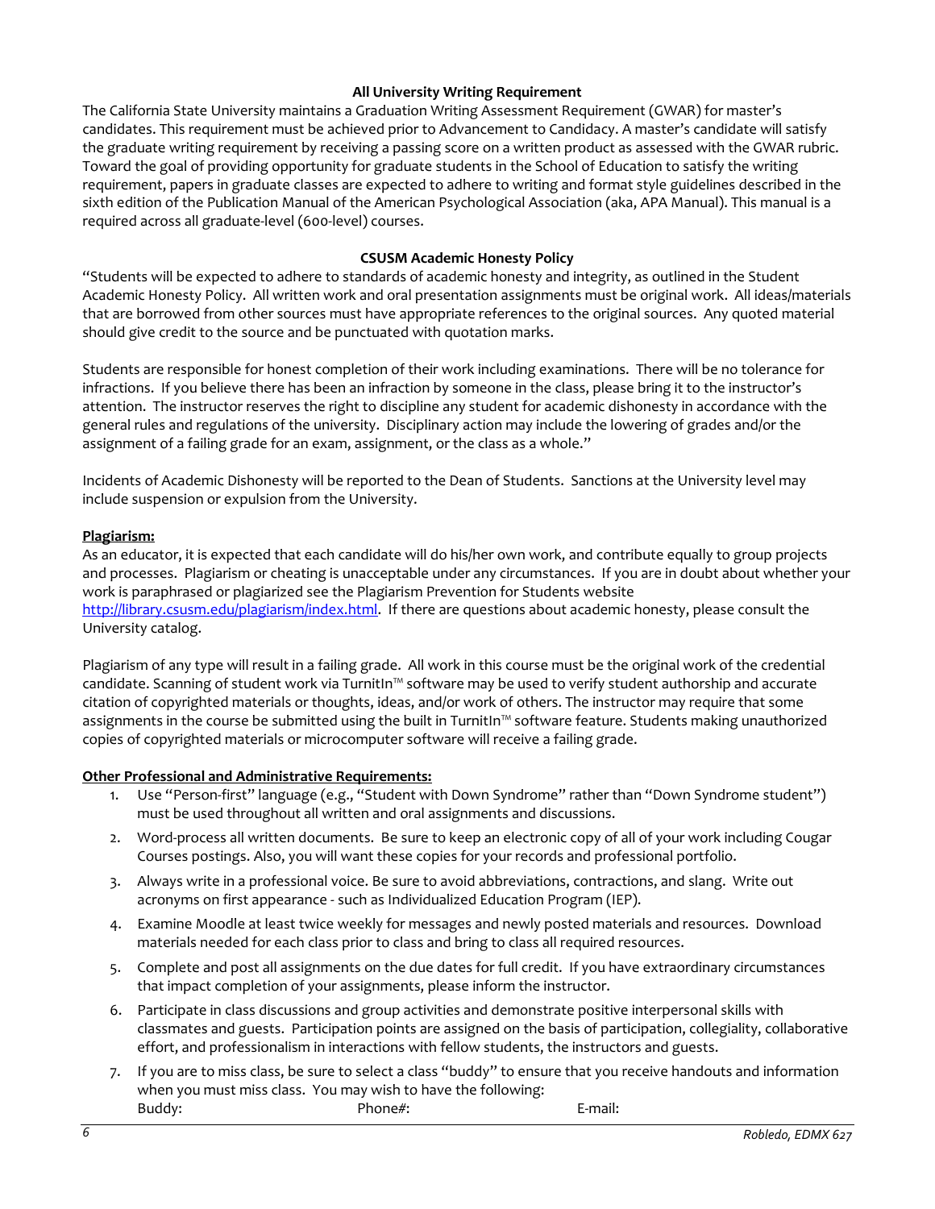### All University Writing Requirement

The California State University maintains a Graduation Writing Assessment Requirement (GWAR) for master's candidates. This requirement must be achieved prior to Advancement to Candidacy. A master's candidate will satisfy the graduate writing requirement by receiving a passing score on a written product as assessed with the GWAR rubric. Toward the goal of providing opportunity for graduate students in the School of Education to satisfy the writing requirement, papers in graduate classes are expected to adhere to writing and format style guidelines described in the sixth edition of the Publication Manual of the American Psychological Association (aka, APA Manual). This manual is a required across all graduate-level (600-level) courses.

### CSUSM Academic Honesty Policy

"Students will be expected to adhere to standards of academic honesty and integrity, as outlined in the Student Academic Honesty Policy. All written work and oral presentation assignments must be original work. All ideas/materials that are borrowed from other sources must have appropriate references to the original sources. Any quoted material should give credit to the source and be punctuated with quotation marks.

Students are responsible for honest completion of their work including examinations. There will be no tolerance for infractions. If you believe there has been an infraction by someone in the class, please bring it to the instructor's attention. The instructor reserves the right to discipline any student for academic dishonesty in accordance with the general rules and regulations of the university. Disciplinary action may include the lowering of grades and/or the assignment of a failing grade for an exam, assignment, or the class as a whole."

Incidents of Academic Dishonesty will be reported to the Dean of Students. Sanctions at the University level may include suspension or expulsion from the University.

**Plagiarism:**

As an educator, it is expected that each candidate will do his/her own work, and contribute equally to group projects and processes. Plagiarism or cheating is unacceptable under any circumstances. If you are in doubt about whether your work is paraphrased or plagiarized see the Plagiarism Prevention for Students website http://library.csusm.edu/plagiarism/index.html. If there are questions about academic honesty, please consult the University catalog.

Plagiarism of any type will result in a failing grade. All work in this course must be the original work of the credential candidate. Scanning of student work via Turnitin™ software may be used to verify student authorship and accurate citation of copyrighted materials or thoughts, ideas, and/or work of others. The instructor may require that some assignments in the course be submitted using the built in Turnitin™ software feature. Students making unauthorized copies of copyrighted materials or microcomputer software will receive a failing grade.

**Other Professional and Administrative Requirements:**

1. Use "Person-first" language (e.g., "Student with Down Syndrome" rather than "Down Syndrome student") must be used throughout all written and oral assignments and discussions.
2. Word-process all written documents. Be sure to keep an electronic copy of all of your work including Cougar Courses postings. Also, you will want these copies for your records and professional portfolio.
3. Always write in a professional voice. Be sure to avoid abbreviations, contractions, and slang. Write out acronyms on first appearance - such as Individualized Education Program (IEP).
4. Examine Moodle at least twice weekly for messages and newly posted materials and resources. Download materials needed for each class prior to class and bring to class all required resources.
5. Complete and post all assignments on the due dates for full credit. If you have extraordinary circumstances that impact completion of your assignments, please inform the instructor.
6. Participate in class discussions and group activities and demonstrate positive interpersonal skills with classmates and guests. Participation points are assigned on the basis of participation, collegiality, collaborative effort, and professionalism in interactions with fellow students, the instructors and guests.
7. If you are to miss class, be sure to select a class "buddy" to ensure that you receive handouts and information when you must miss class. You may wish to have the following:
   Buddy: Phone#: E-mail: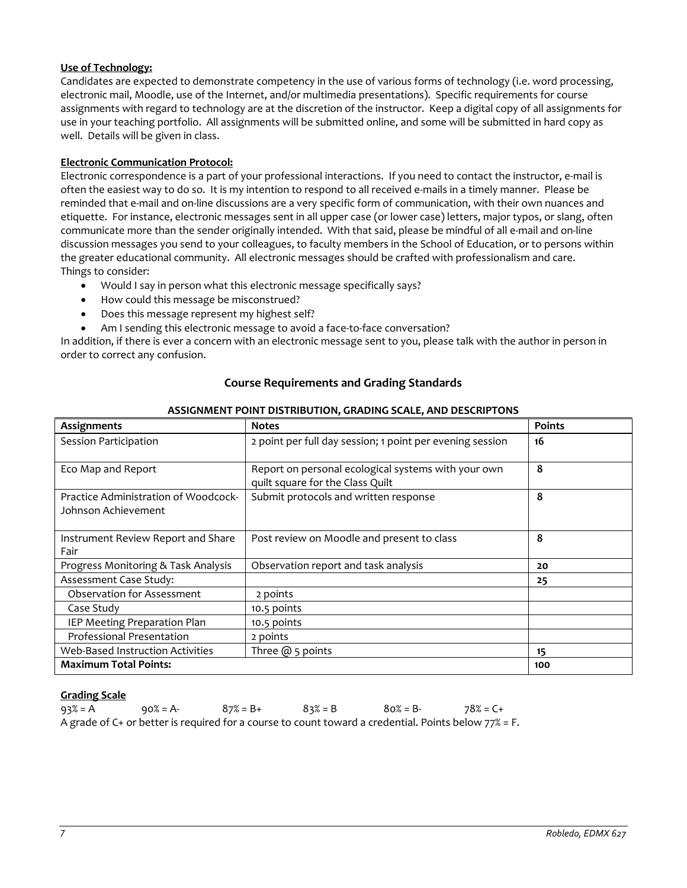**Use of Technology:**
Candidates are expected to demonstrate competency in the use of various forms of technology (i.e. word processing, electronic mail, Moodle, use of the Internet, and/or multimedia presentations). Specific requirements for course assignments with regard to technology are at the discretion of the instructor. Keep a digital copy of all assignments for use in your teaching portfolio. All assignments will be submitted online, and some will be submitted in hard copy as well. Details will be given in class.

**Electronic Communication Protocol:**
Electronic correspondence is a part of your professional interactions. If you need to contact the instructor, e-mail is often the easiest way to do so. It is my intention to respond to all received e-mails in a timely manner. Please be reminded that e-mail and on-line discussions are a very specific form of communication, with their own nuances and etiquette. For instance, electronic messages sent in all upper case (or lower case) letters, major typos, or slang, often communicate more than the sender originally intended. With that said, please be mindful of all e-mail and on-line discussion messages you send to your colleagues, to faculty members in the School of Education, or to persons within the greater educational community. All electronic messages should be crafted with professionalism and care.
Things to consider:

- Would I say in person what this electronic message specifically says?
- How could this message be misconstrued?
- Does this message represent my highest self?
- Am I sending this electronic message to avoid a face-to-face conversation?

In addition, if there is ever a concern with an electronic message sent to you, please talk with the author in person in order to correct any confusion.

## Course Requirements and Grading Standards

**ASSIGNMENT POINT DISTRIBUTION, GRADING SCALE, AND DESCRIPTONS**

| Assignments | Notes | Points |
|---|---|---|
| Session Participation | 2 point per full day session; 1 point per evening session | **16** |
| Eco Map and Report | Report on personal ecological systems with your own quilt square for the Class Quilt | **8** |
| Practice Administration of Woodcock-Johnson Achievement | Submit protocols and written response | **8** |
| Instrument Review Report and Share Fair | Post review on Moodle and present to class | **8** |
| Progress Monitoring & Task Analysis | Observation report and task analysis | **20** |
| Assessment Case Study: | | **25** |
| Observation for Assessment | 2 points | |
| Case Study | 10.5 points | |
| IEP Meeting Preparation Plan | 10.5 points | |
| Professional Presentation | 2 points | |
| Web-Based Instruction Activities | Three @ 5 points | **15** |
| **Maximum Total Points:** | | **100** |

**Grading Scale**

93% = A    90% = A-    87% = B+    83% = B    80% = B-    78% = C+

A grade of C+ or better is required for a course to count toward a credential. Points below 77% = F.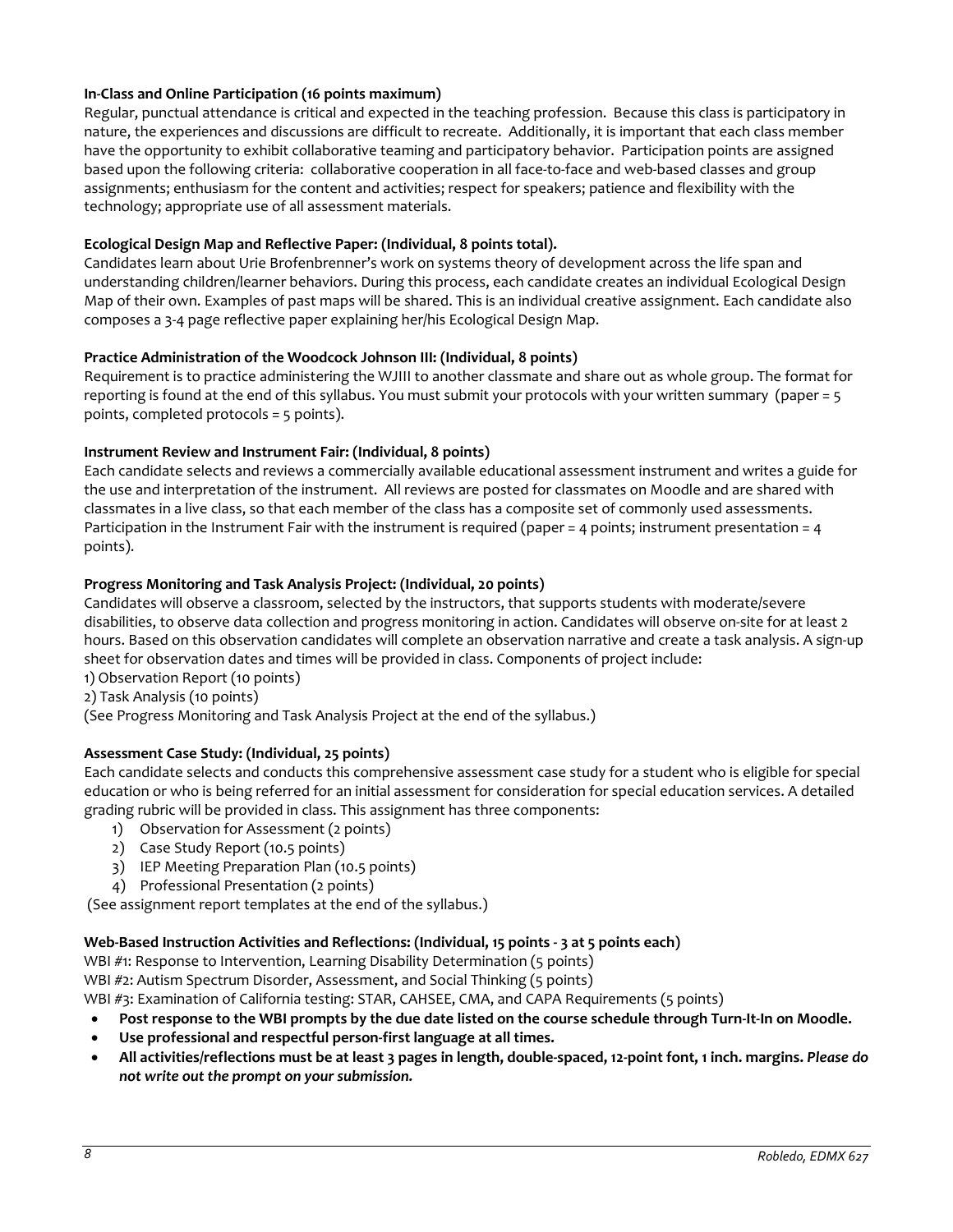**In-Class and Online Participation (16 points maximum)**
Regular, punctual attendance is critical and expected in the teaching profession. Because this class is participatory in nature, the experiences and discussions are difficult to recreate. Additionally, it is important that each class member have the opportunity to exhibit collaborative teaming and participatory behavior. Participation points are assigned based upon the following criteria: collaborative cooperation in all face-to-face and web-based classes and group assignments; enthusiasm for the content and activities; respect for speakers; patience and flexibility with the technology; appropriate use of all assessment materials.

**Ecological Design Map and Reflective Paper: (Individual, 8 points total).**
Candidates learn about Urie Brofenbrenner's work on systems theory of development across the life span and understanding children/learner behaviors. During this process, each candidate creates an individual Ecological Design Map of their own. Examples of past maps will be shared. This is an individual creative assignment. Each candidate also composes a 3-4 page reflective paper explaining her/his Ecological Design Map.

**Practice Administration of the Woodcock Johnson III: (Individual, 8 points)**
Requirement is to practice administering the WJIII to another classmate and share out as whole group. The format for reporting is found at the end of this syllabus. You must submit your protocols with your written summary (paper = 5 points, completed protocols = 5 points).

**Instrument Review and Instrument Fair: (Individual, 8 points)**
Each candidate selects and reviews a commercially available educational assessment instrument and writes a guide for the use and interpretation of the instrument. All reviews are posted for classmates on Moodle and are shared with classmates in a live class, so that each member of the class has a composite set of commonly used assessments. Participation in the Instrument Fair with the instrument is required (paper = 4 points; instrument presentation = 4 points).

**Progress Monitoring and Task Analysis Project: (Individual, 20 points)**
Candidates will observe a classroom, selected by the instructors, that supports students with moderate/severe disabilities, to observe data collection and progress monitoring in action. Candidates will observe on-site for at least 2 hours. Based on this observation candidates will complete an observation narrative and create a task analysis. A sign-up sheet for observation dates and times will be provided in class. Components of project include:
1) Observation Report (10 points)
2) Task Analysis (10 points)
(See Progress Monitoring and Task Analysis Project at the end of the syllabus.)

**Assessment Case Study: (Individual, 25 points)**
Each candidate selects and conducts this comprehensive assessment case study for a student who is eligible for special education or who is being referred for an initial assessment for consideration for special education services. A detailed grading rubric will be provided in class. This assignment has three components:

1) Observation for Assessment (2 points)
2) Case Study Report (10.5 points)
3) IEP Meeting Preparation Plan (10.5 points)
4) Professional Presentation (2 points)

(See assignment report templates at the end of the syllabus.)

**Web-Based Instruction Activities and Reflections: (Individual, 15 points - 3 at 5 points each)**
WBI #1: Response to Intervention, Learning Disability Determination (5 points)
WBI #2: Autism Spectrum Disorder, Assessment, and Social Thinking (5 points)
WBI #3: Examination of California testing: STAR, CAHSEE, CMA, and CAPA Requirements (5 points)

- **Post response to the WBI prompts by the due date listed on the course schedule through Turn-It-In on Moodle.**
- **Use professional and respectful person-first language at all times.**
- **All activities/reflections must be at least 3 pages in length, double-spaced, 12-point font, 1 inch. margins.** ***Please do not write out the prompt on your submission.***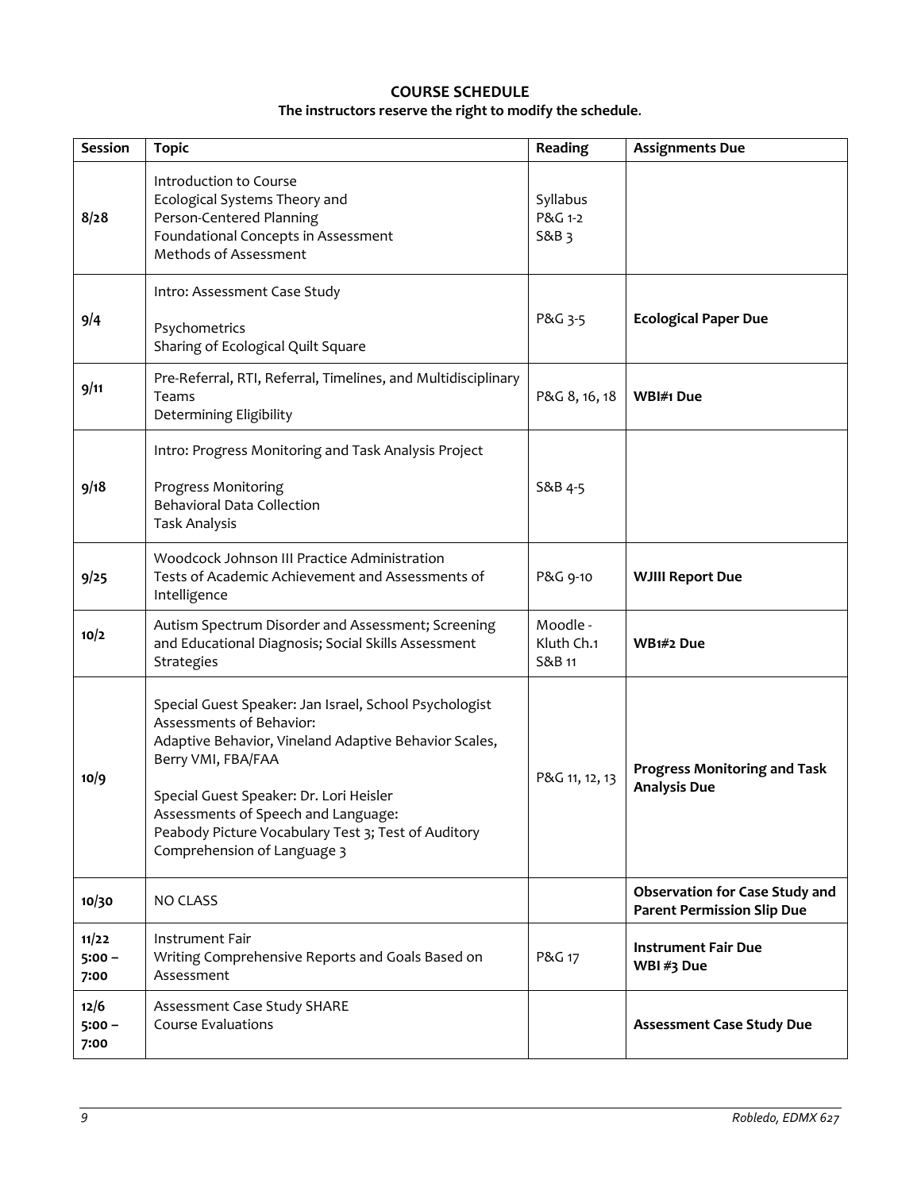## COURSE SCHEDULE

**The instructors reserve the right to modify the schedule.**

| Session | Topic | Reading | Assignments Due |
|---|---|---|---|
| **8/28** | Introduction to Course<br>Ecological Systems Theory and Person-Centered Planning<br>Foundational Concepts in Assessment<br>Methods of Assessment | Syllabus<br>P&G 1-2<br>S&B 3 | |
| **9/4** | Intro: Assessment Case Study<br><br>Psychometrics<br>Sharing of Ecological Quilt Square | P&G 3-5 | **Ecological Paper Due** |
| **9/11** | Pre-Referral, RTI, Referral, Timelines, and Multidisciplinary Teams<br>Determining Eligibility | P&G 8, 16, 18 | **WBI#1 Due** |
| **9/18** | Intro: Progress Monitoring and Task Analysis Project<br><br>Progress Monitoring<br>Behavioral Data Collection<br>Task Analysis | S&B 4-5 | |
| **9/25** | Woodcock Johnson III Practice Administration<br>Tests of Academic Achievement and Assessments of Intelligence | P&G 9-10 | **WJIII Report Due** |
| **10/2** | Autism Spectrum Disorder and Assessment; Screening and Educational Diagnosis; Social Skills Assessment Strategies | Moodle - Kluth Ch.1<br>S&B 11 | **WB1#2 Due** |
| **10/9** | Special Guest Speaker: Jan Israel, School Psychologist<br>Assessments of Behavior:<br>Adaptive Behavior, Vineland Adaptive Behavior Scales, Berry VMI, FBA/FAA<br><br>Special Guest Speaker: Dr. Lori Heisler<br>Assessments of Speech and Language:<br>Peabody Picture Vocabulary Test 3; Test of Auditory Comprehension of Language 3 | P&G 11, 12, 13 | **Progress Monitoring and Task Analysis Due** |
| **10/30** | NO CLASS | | **Observation for Case Study and Parent Permission Slip Due** |
| **11/22 5:00 – 7:00** | Instrument Fair<br>Writing Comprehensive Reports and Goals Based on Assessment | P&G 17 | **Instrument Fair Due**<br>**WBI #3 Due** |
| **12/6 5:00 – 7:00** | Assessment Case Study SHARE<br>Course Evaluations | | **Assessment Case Study Due** |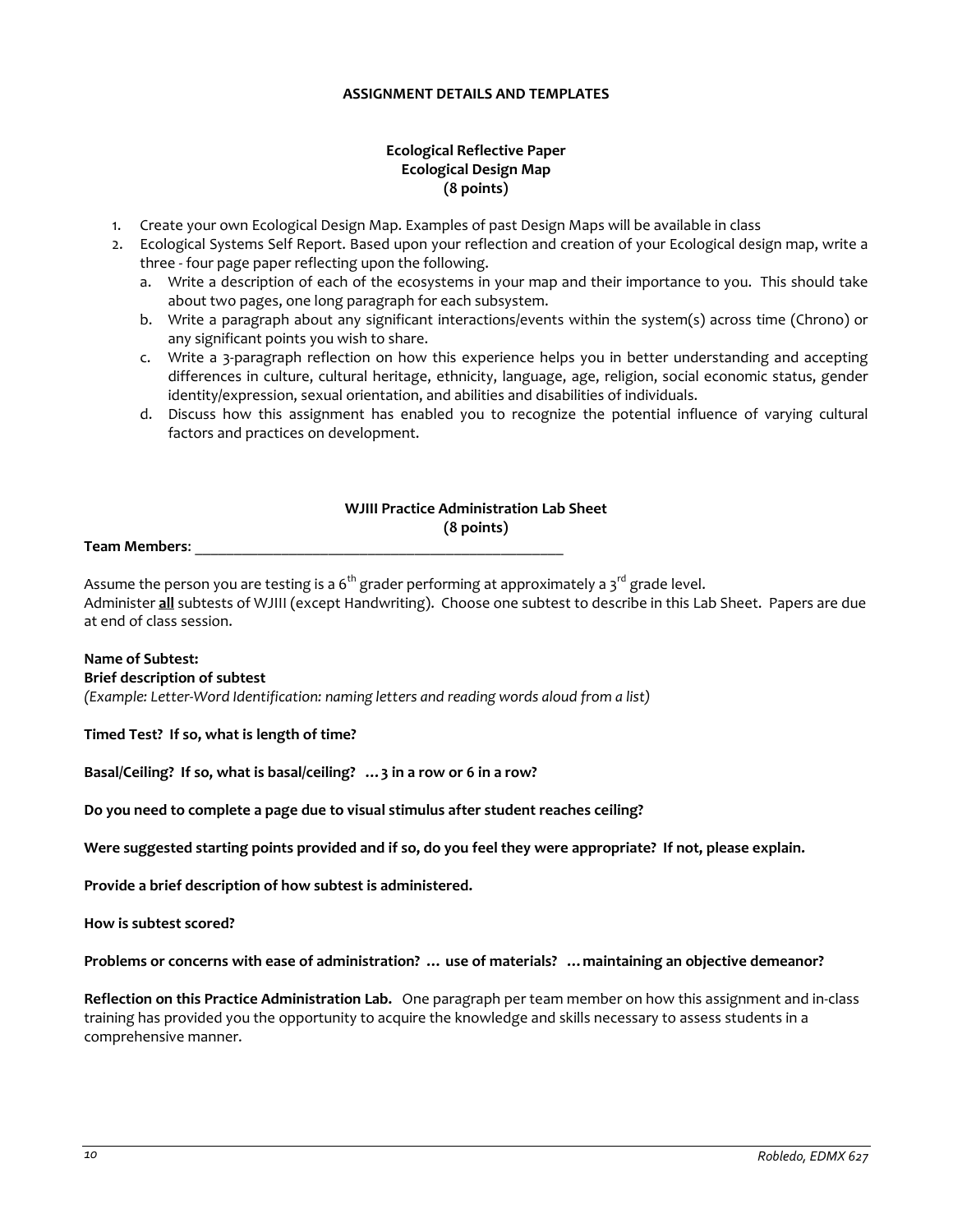## ASSIGNMENT DETAILS AND TEMPLATES

### Ecological Reflective Paper
### Ecological Design Map
### (8 points)

1. Create your own Ecological Design Map. Examples of past Design Maps will be available in class
2. Ecological Systems Self Report. Based upon your reflection and creation of your Ecological design map, write a three - four page paper reflecting upon the following.
   a. Write a description of each of the ecosystems in your map and their importance to you. This should take about two pages, one long paragraph for each subsystem.
   b. Write a paragraph about any significant interactions/events within the system(s) across time (Chrono) or any significant points you wish to share.
   c. Write a 3-paragraph reflection on how this experience helps you in better understanding and accepting differences in culture, cultural heritage, ethnicity, language, age, religion, social economic status, gender identity/expression, sexual orientation, and abilities and disabilities of individuals.
   d. Discuss how this assignment has enabled you to recognize the potential influence of varying cultural factors and practices on development.

### WJIII Practice Administration Lab Sheet
### (8 points)

**Team Members**: ___________________________________________________

Assume the person you are testing is a 6th grader performing at approximately a 3rd grade level.
Administer **all** subtests of WJIII (except Handwriting). Choose one subtest to describe in this Lab Sheet. Papers are due at end of class session.

**Name of Subtest:**
**Brief description of subtest**
*(Example: Letter-Word Identification: naming letters and reading words aloud from a list)*

**Timed Test? If so, what is length of time?**

**Basal/Ceiling? If so, what is basal/ceiling? …3 in a row or 6 in a row?**

**Do you need to complete a page due to visual stimulus after student reaches ceiling?**

**Were suggested starting points provided and if so, do you feel they were appropriate? If not, please explain.**

**Provide a brief description of how subtest is administered.**

**How is subtest scored?**

**Problems or concerns with ease of administration? … use of materials? …maintaining an objective demeanor?**

**Reflection on this Practice Administration Lab.** One paragraph per team member on how this assignment and in-class training has provided you the opportunity to acquire the knowledge and skills necessary to assess students in a comprehensive manner.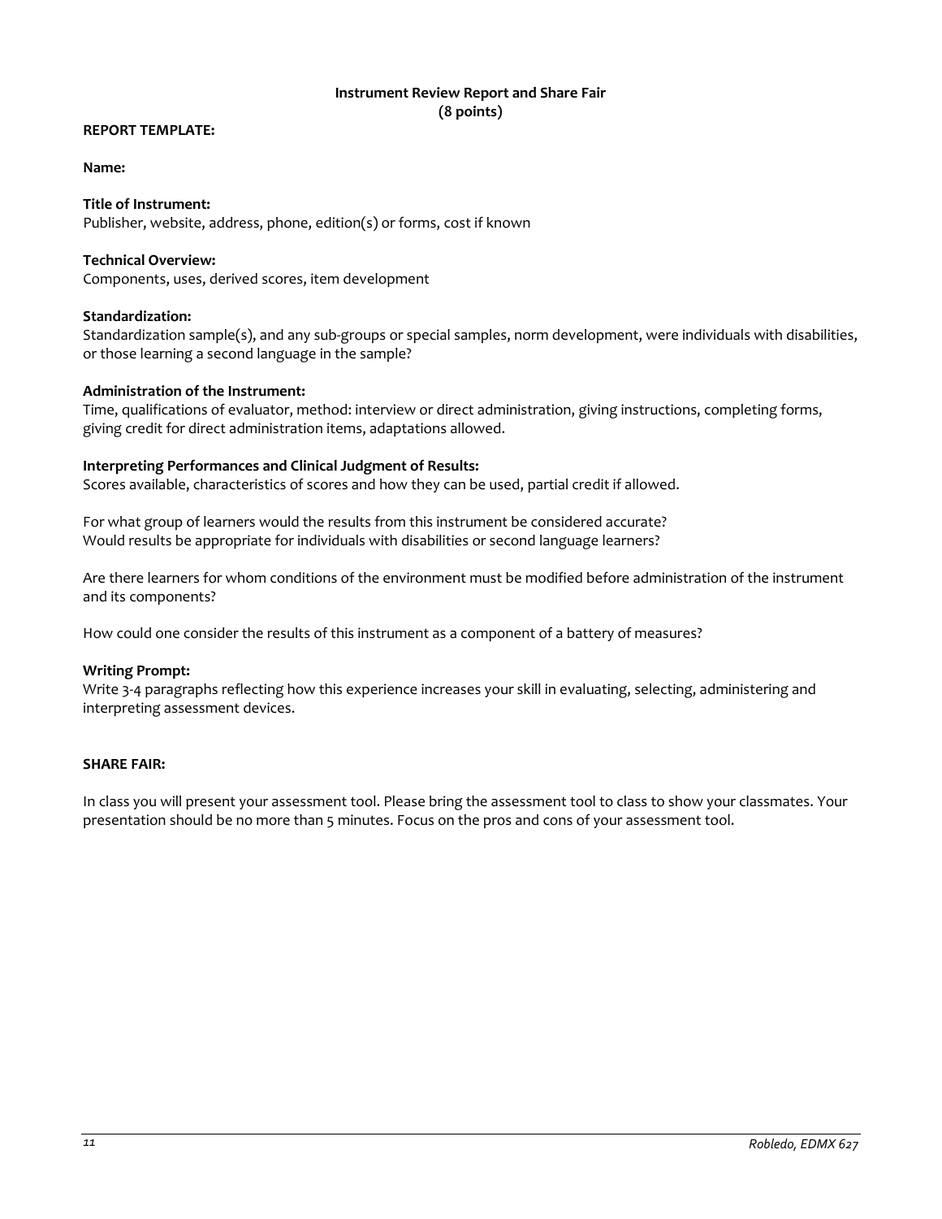# Instrument Review Report and Share Fair
## (8 points)

**REPORT TEMPLATE:**

**Name:**

**Title of Instrument:**
Publisher, website, address, phone, edition(s) or forms, cost if known

**Technical Overview:**
Components, uses, derived scores, item development

**Standardization:**
Standardization sample(s), and any sub-groups or special samples, norm development, were individuals with disabilities, or those learning a second language in the sample?

**Administration of the Instrument:**
Time, qualifications of evaluator, method: interview or direct administration, giving instructions, completing forms, giving credit for direct administration items, adaptations allowed.

**Interpreting Performances and Clinical Judgment of Results:**
Scores available, characteristics of scores and how they can be used, partial credit if allowed.

For what group of learners would the results from this instrument be considered accurate? Would results be appropriate for individuals with disabilities or second language learners?

Are there learners for whom conditions of the environment must be modified before administration of the instrument and its components?

How could one consider the results of this instrument as a component of a battery of measures?

**Writing Prompt:**
Write 3-4 paragraphs reflecting how this experience increases your skill in evaluating, selecting, administering and interpreting assessment devices.

**SHARE FAIR:**

In class you will present your assessment tool. Please bring the assessment tool to class to show your classmates. Your presentation should be no more than 5 minutes. Focus on the pros and cons of your assessment tool.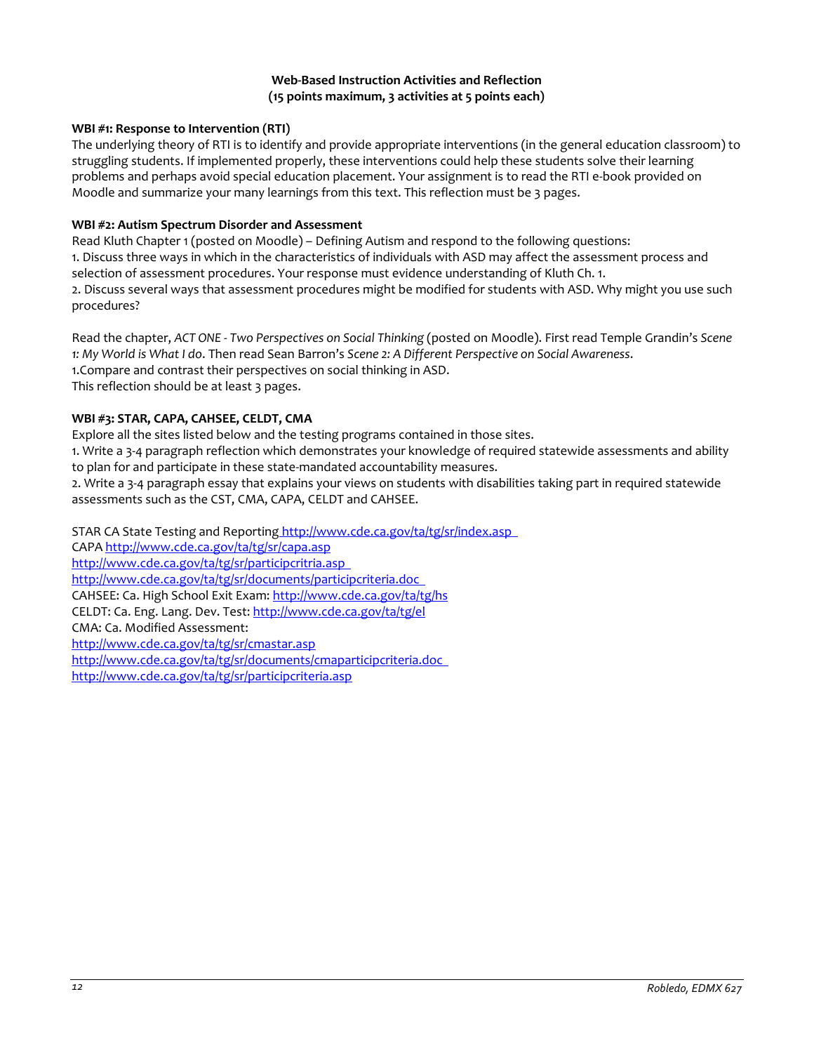## Web-Based Instruction Activities and Reflection
### (15 points maximum, 3 activities at 5 points each)

**WBI #1: Response to Intervention (RTI)**

The underlying theory of RTI is to identify and provide appropriate interventions (in the general education classroom) to struggling students. If implemented properly, these interventions could help these students solve their learning problems and perhaps avoid special education placement. Your assignment is to read the RTI e-book provided on Moodle and summarize your many learnings from this text. This reflection must be 3 pages.

**WBI #2: Autism Spectrum Disorder and Assessment**

Read Kluth Chapter 1 (posted on Moodle) – Defining Autism and respond to the following questions:

1. Discuss three ways in which in the characteristics of individuals with ASD may affect the assessment process and selection of assessment procedures. Your response must evidence understanding of Kluth Ch. 1.
2. Discuss several ways that assessment procedures might be modified for students with ASD. Why might you use such procedures?

Read the chapter, *ACT ONE - Two Perspectives on Social Thinking* (posted on Moodle). First read Temple Grandin's *Scene 1: My World is What I do*. Then read Sean Barron's *Scene 2: A Different Perspective on Social Awareness*.

1.Compare and contrast their perspectives on social thinking in ASD.

This reflection should be at least 3 pages.

**WBI #3: STAR, CAPA, CAHSEE, CELDT, CMA**

Explore all the sites listed below and the testing programs contained in those sites.

1. Write a 3-4 paragraph reflection which demonstrates your knowledge of required statewide assessments and ability to plan for and participate in these state-mandated accountability measures.
2. Write a 3-4 paragraph essay that explains your views on students with disabilities taking part in required statewide assessments such as the CST, CMA, CAPA, CELDT and CAHSEE.

STAR CA State Testing and Reporting http://www.cde.ca.gov/ta/tg/sr/index.asp  
CAPA http://www.cde.ca.gov/ta/tg/sr/capa.asp  
http://www.cde.ca.gov/ta/tg/sr/participcritria.asp  
http://www.cde.ca.gov/ta/tg/sr/documents/participcriteria.doc  
CAHSEE: Ca. High School Exit Exam: http://www.cde.ca.gov/ta/tg/hs  
CELDT: Ca. Eng. Lang. Dev. Test: http://www.cde.ca.gov/ta/tg/el  
CMA: Ca. Modified Assessment:  
http://www.cde.ca.gov/ta/tg/sr/cmastar.asp  
http://www.cde.ca.gov/ta/tg/sr/documents/cmaparticipcriteria.doc  
http://www.cde.ca.gov/ta/tg/sr/participcriteria.asp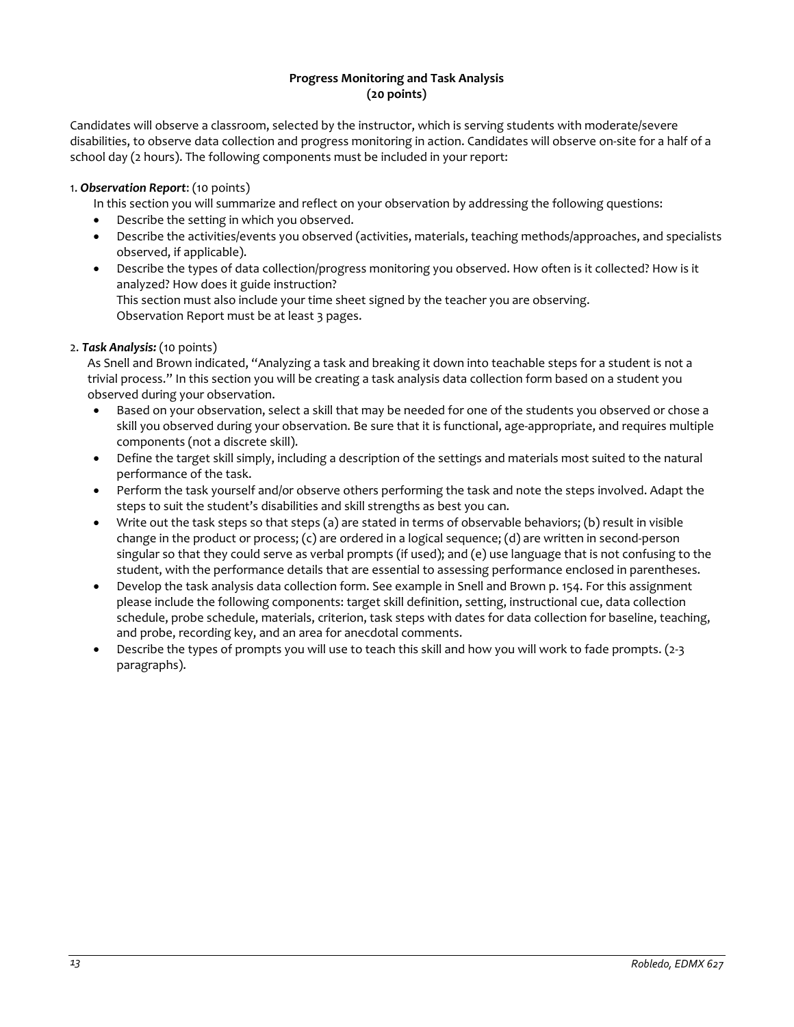**Progress Monitoring and Task Analysis**
**(20 points)**

Candidates will observe a classroom, selected by the instructor, which is serving students with moderate/severe disabilities, to observe data collection and progress monitoring in action. Candidates will observe on-site for a half of a school day (2 hours). The following components must be included in your report:

1. ***Observation Report***: (10 points)

   In this section you will summarize and reflect on your observation by addressing the following questions:

   - Describe the setting in which you observed.
   - Describe the activities/events you observed (activities, materials, teaching methods/approaches, and specialists observed, if applicable).
   - Describe the types of data collection/progress monitoring you observed. How often is it collected? How is it analyzed? How does it guide instruction?
     This section must also include your time sheet signed by the teacher you are observing.
     Observation Report must be at least 3 pages.

2. ***Task Analysis:*** (10 points)

   As Snell and Brown indicated, "Analyzing a task and breaking it down into teachable steps for a student is not a trivial process." In this section you will be creating a task analysis data collection form based on a student you observed during your observation.

   - Based on your observation, select a skill that may be needed for one of the students you observed or chose a skill you observed during your observation. Be sure that it is functional, age-appropriate, and requires multiple components (not a discrete skill).
   - Define the target skill simply, including a description of the settings and materials most suited to the natural performance of the task.
   - Perform the task yourself and/or observe others performing the task and note the steps involved. Adapt the steps to suit the student's disabilities and skill strengths as best you can.
   - Write out the task steps so that steps (a) are stated in terms of observable behaviors; (b) result in visible change in the product or process; (c) are ordered in a logical sequence; (d) are written in second-person singular so that they could serve as verbal prompts (if used); and (e) use language that is not confusing to the student, with the performance details that are essential to assessing performance enclosed in parentheses.
   - Develop the task analysis data collection form. See example in Snell and Brown p. 154. For this assignment please include the following components: target skill definition, setting, instructional cue, data collection schedule, probe schedule, materials, criterion, task steps with dates for data collection for baseline, teaching, and probe, recording key, and an area for anecdotal comments.
   - Describe the types of prompts you will use to teach this skill and how you will work to fade prompts. (2-3 paragraphs).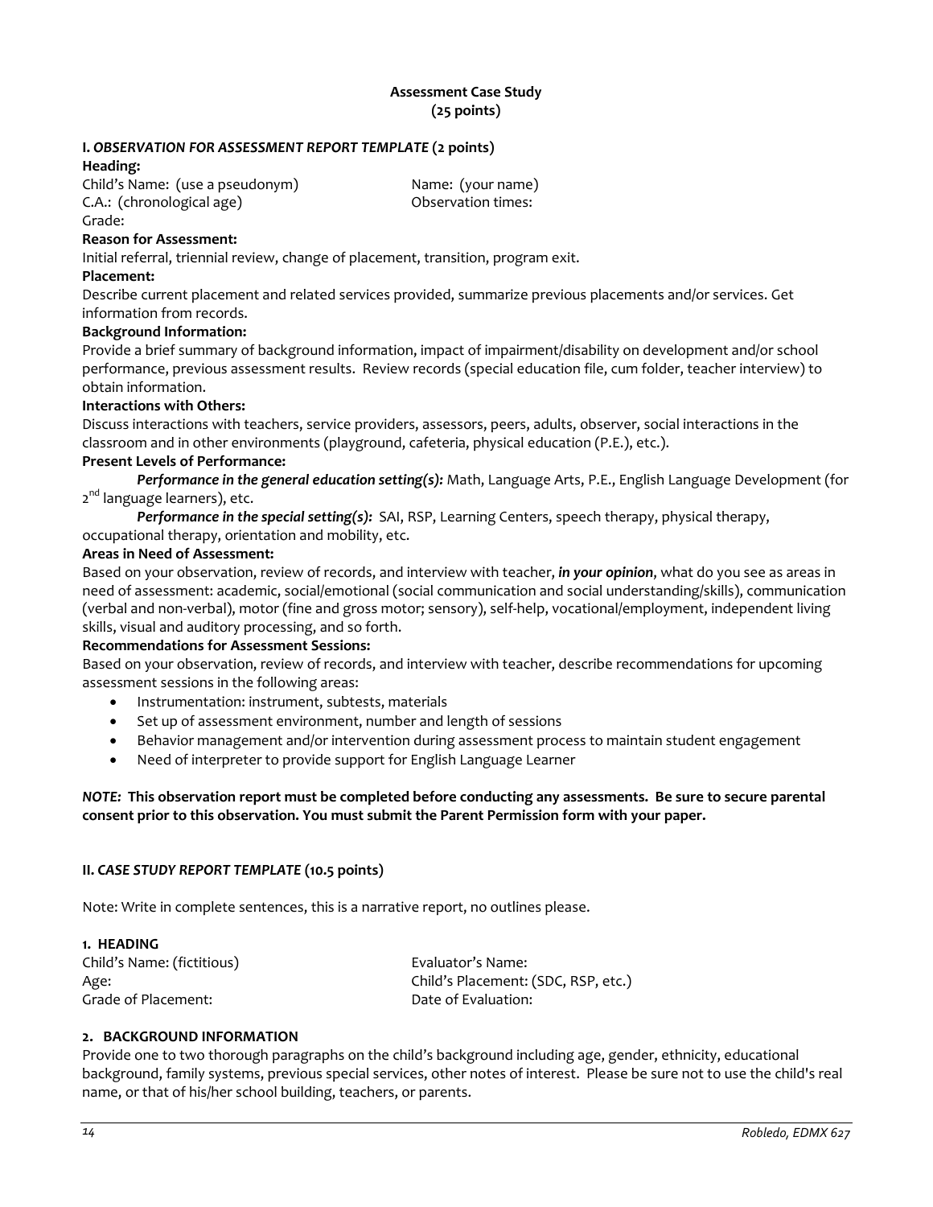# Assessment Case Study
**(25 points)**

## I. *OBSERVATION FOR ASSESSMENT REPORT TEMPLATE* (2 points)

**Heading:**

Child's Name: (use a pseudonym)
C.A.: (chronological age)
Grade:

Name: (your name)
Observation times:

**Reason for Assessment:**

Initial referral, triennial review, change of placement, transition, program exit.

**Placement:**

Describe current placement and related services provided, summarize previous placements and/or services. Get information from records.

**Background Information:**

Provide a brief summary of background information, impact of impairment/disability on development and/or school performance, previous assessment results. Review records (special education file, cum folder, teacher interview) to obtain information.

**Interactions with Others:**

Discuss interactions with teachers, service providers, assessors, peers, adults, observer, social interactions in the classroom and in other environments (playground, cafeteria, physical education (P.E.), etc.).

**Present Levels of Performance:**

*Performance in the general education setting(s):* Math, Language Arts, P.E., English Language Development (for 2nd language learners), etc.

*Performance in the special setting(s):* SAI, RSP, Learning Centers, speech therapy, physical therapy, occupational therapy, orientation and mobility, etc.

**Areas in Need of Assessment:**

Based on your observation, review of records, and interview with teacher, ***in your opinion***, what do you see as areas in need of assessment: academic, social/emotional (social communication and social understanding/skills), communication (verbal and non-verbal), motor (fine and gross motor; sensory), self-help, vocational/employment, independent living skills, visual and auditory processing, and so forth.

**Recommendations for Assessment Sessions:**

Based on your observation, review of records, and interview with teacher, describe recommendations for upcoming assessment sessions in the following areas:

- Instrumentation: instrument, subtests, materials
- Set up of assessment environment, number and length of sessions
- Behavior management and/or intervention during assessment process to maintain student engagement
- Need of interpreter to provide support for English Language Learner

***NOTE:*** **This observation report must be completed before conducting any assessments. Be sure to secure parental consent prior to this observation. You must submit the Parent Permission form with your paper.**

## II. *CASE STUDY REPORT TEMPLATE* (10.5 points)

Note: Write in complete sentences, this is a narrative report, no outlines please.

### 1. HEADING

Child's Name: (fictitious)
Age:
Grade of Placement:

Evaluator's Name:
Child's Placement: (SDC, RSP, etc.)
Date of Evaluation:

### 2. BACKGROUND INFORMATION

Provide one to two thorough paragraphs on the child's background including age, gender, ethnicity, educational background, family systems, previous special services, other notes of interest. Please be sure not to use the child's real name, or that of his/her school building, teachers, or parents.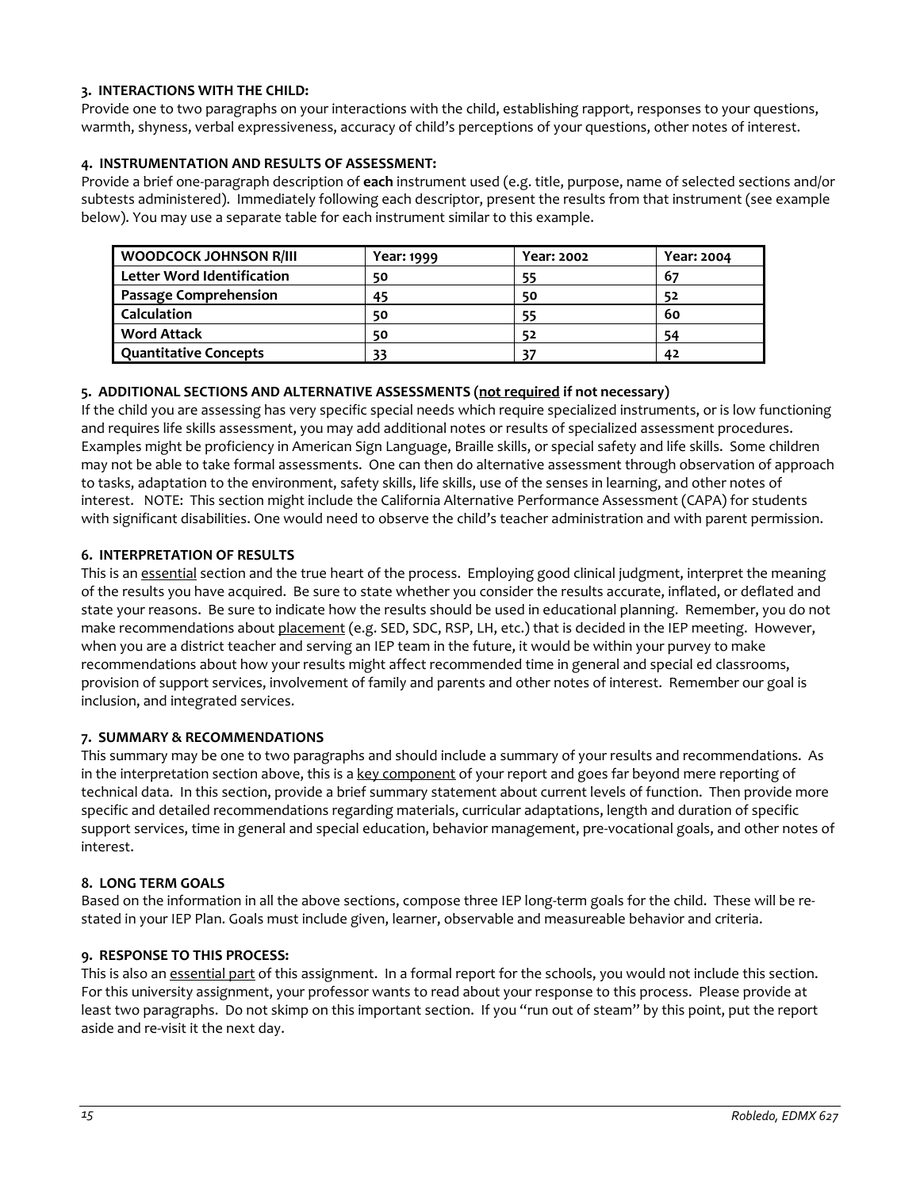### 3. INTERACTIONS WITH THE CHILD:

Provide one to two paragraphs on your interactions with the child, establishing rapport, responses to your questions, warmth, shyness, verbal expressiveness, accuracy of child's perceptions of your questions, other notes of interest.

### 4. INSTRUMENTATION AND RESULTS OF ASSESSMENT:

Provide a brief one-paragraph description of **each** instrument used (e.g. title, purpose, name of selected sections and/or subtests administered). Immediately following each descriptor, present the results from that instrument (see example below). You may use a separate table for each instrument similar to this example.

| WOODCOCK JOHNSON R/III | Year: 1999 | Year: 2002 | Year: 2004 |
|---|---|---|---|
| Letter Word Identification | 50 | 55 | 67 |
| Passage Comprehension | 45 | 50 | 52 |
| Calculation | 50 | 55 | 60 |
| Word Attack | 50 | 52 | 54 |
| Quantitative Concepts | 33 | 37 | 42 |

### 5. ADDITIONAL SECTIONS AND ALTERNATIVE ASSESSMENTS (not required if not necessary)

If the child you are assessing has very specific special needs which require specialized instruments, or is low functioning and requires life skills assessment, you may add additional notes or results of specialized assessment procedures. Examples might be proficiency in American Sign Language, Braille skills, or special safety and life skills. Some children may not be able to take formal assessments. One can then do alternative assessment through observation of approach to tasks, adaptation to the environment, safety skills, life skills, use of the senses in learning, and other notes of interest. NOTE: This section might include the California Alternative Performance Assessment (CAPA) for students with significant disabilities. One would need to observe the child's teacher administration and with parent permission.

### 6. INTERPRETATION OF RESULTS

This is an essential section and the true heart of the process. Employing good clinical judgment, interpret the meaning of the results you have acquired. Be sure to state whether you consider the results accurate, inflated, or deflated and state your reasons. Be sure to indicate how the results should be used in educational planning. Remember, you do not make recommendations about placement (e.g. SED, SDC, RSP, LH, etc.) that is decided in the IEP meeting. However, when you are a district teacher and serving an IEP team in the future, it would be within your purvey to make recommendations about how your results might affect recommended time in general and special ed classrooms, provision of support services, involvement of family and parents and other notes of interest. Remember our goal is inclusion, and integrated services.

### 7. SUMMARY & RECOMMENDATIONS

This summary may be one to two paragraphs and should include a summary of your results and recommendations. As in the interpretation section above, this is a key component of your report and goes far beyond mere reporting of technical data. In this section, provide a brief summary statement about current levels of function. Then provide more specific and detailed recommendations regarding materials, curricular adaptations, length and duration of specific support services, time in general and special education, behavior management, pre-vocational goals, and other notes of interest.

### 8. LONG TERM GOALS

Based on the information in all the above sections, compose three IEP long-term goals for the child. These will be re-stated in your IEP Plan. Goals must include given, learner, observable and measureable behavior and criteria.

### 9. RESPONSE TO THIS PROCESS:

This is also an essential part of this assignment. In a formal report for the schools, you would not include this section. For this university assignment, your professor wants to read about your response to this process. Please provide at least two paragraphs. Do not skimp on this important section. If you "run out of steam" by this point, put the report aside and re-visit it the next day.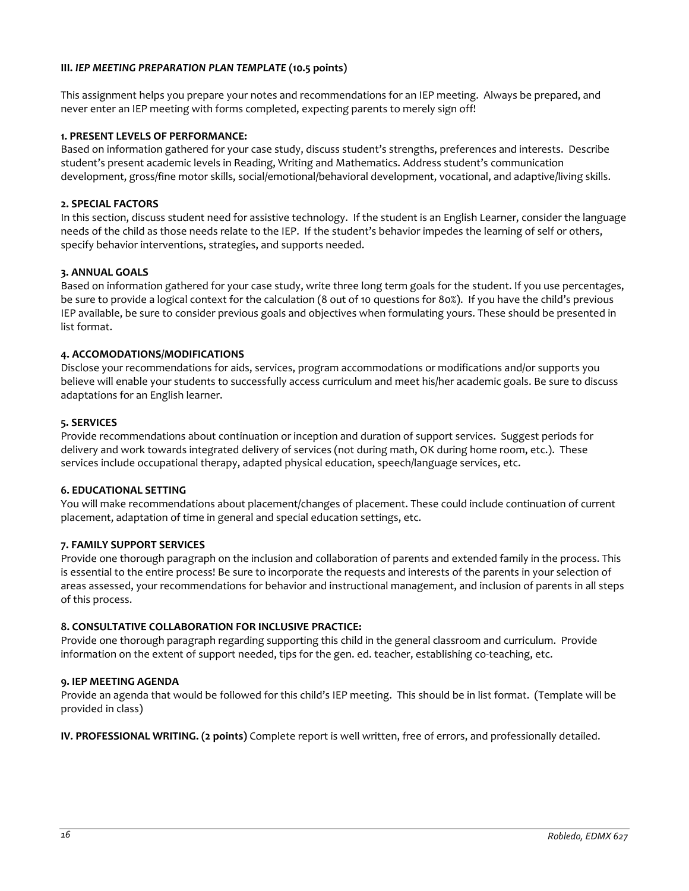### III. *IEP MEETING PREPARATION PLAN TEMPLATE* (10.5 points)

This assignment helps you prepare your notes and recommendations for an IEP meeting. Always be prepared, and never enter an IEP meeting with forms completed, expecting parents to merely sign off!

**1. PRESENT LEVELS OF PERFORMANCE:**
Based on information gathered for your case study, discuss student's strengths, preferences and interests. Describe student's present academic levels in Reading, Writing and Mathematics. Address student's communication development, gross/fine motor skills, social/emotional/behavioral development, vocational, and adaptive/living skills.

**2. SPECIAL FACTORS**
In this section, discuss student need for assistive technology. If the student is an English Learner, consider the language needs of the child as those needs relate to the IEP. If the student's behavior impedes the learning of self or others, specify behavior interventions, strategies, and supports needed.

**3. ANNUAL GOALS**
Based on information gathered for your case study, write three long term goals for the student. If you use percentages, be sure to provide a logical context for the calculation (8 out of 10 questions for 80%). If you have the child's previous IEP available, be sure to consider previous goals and objectives when formulating yours. These should be presented in list format.

**4. ACCOMODATIONS/MODIFICATIONS**
Disclose your recommendations for aids, services, program accommodations or modifications and/or supports you believe will enable your students to successfully access curriculum and meet his/her academic goals. Be sure to discuss adaptations for an English learner.

**5. SERVICES**
Provide recommendations about continuation or inception and duration of support services. Suggest periods for delivery and work towards integrated delivery of services (not during math, OK during home room, etc.). These services include occupational therapy, adapted physical education, speech/language services, etc.

**6. EDUCATIONAL SETTING**
You will make recommendations about placement/changes of placement. These could include continuation of current placement, adaptation of time in general and special education settings, etc.

**7. FAMILY SUPPORT SERVICES**
Provide one thorough paragraph on the inclusion and collaboration of parents and extended family in the process. This is essential to the entire process! Be sure to incorporate the requests and interests of the parents in your selection of areas assessed, your recommendations for behavior and instructional management, and inclusion of parents in all steps of this process.

**8. CONSULTATIVE COLLABORATION FOR INCLUSIVE PRACTICE:**
Provide one thorough paragraph regarding supporting this child in the general classroom and curriculum. Provide information on the extent of support needed, tips for the gen. ed. teacher, establishing co-teaching, etc.

**9. IEP MEETING AGENDA**
Provide an agenda that would be followed for this child's IEP meeting. This should be in list format. (Template will be provided in class)

**IV. PROFESSIONAL WRITING. (2 points)** Complete report is well written, free of errors, and professionally detailed.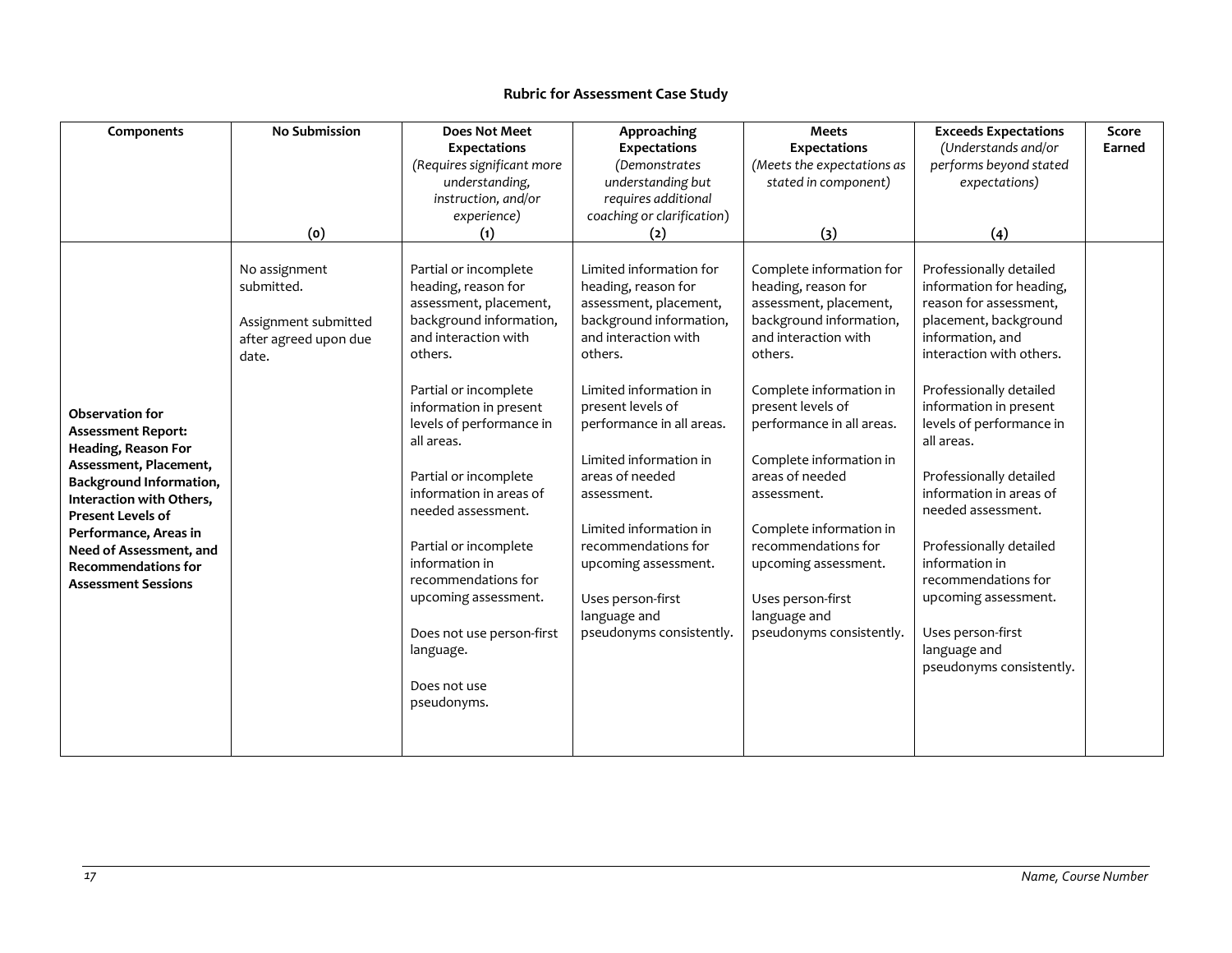### Rubric for Assessment Case Study

| Components | No Submission (0) | Does Not Meet Expectations *(Requires significant more understanding, instruction, and/or experience)* (1) | Approaching Expectations *(Demonstrates understanding but requires additional coaching or clarification)* (2) | Meets Expectations *(Meets the expectations as stated in component)* (3) | Exceeds Expectations *(Understands and/or performs beyond stated expectations)* (4) | Score Earned |
|---|---|---|---|---|---|---|
| **Observation for Assessment Report: Heading, Reason For Assessment, Placement, Background Information, Interaction with Others, Present Levels of Performance, Areas in Need of Assessment, and Recommendations for Assessment Sessions** | No assignment submitted.<br><br>Assignment submitted after agreed upon due date. | Partial or incomplete heading, reason for assessment, placement, background information, and interaction with others.<br><br>Partial or incomplete information in present levels of performance in all areas.<br><br>Partial or incomplete information in areas of needed assessment.<br><br>Partial or incomplete information in recommendations for upcoming assessment.<br><br>Does not use person-first language.<br><br>Does not use pseudonyms. | Limited information for heading, reason for assessment, placement, background information, and interaction with others.<br><br>Limited information in present levels of performance in all areas.<br><br>Limited information in areas of needed assessment.<br><br>Limited information in recommendations for upcoming assessment.<br><br>Uses person-first language and pseudonyms consistently. | Complete information for heading, reason for assessment, placement, background information, and interaction with others.<br><br>Complete information in present levels of performance in all areas.<br><br>Complete information in areas of needed assessment.<br><br>Complete information in recommendations for upcoming assessment.<br><br>Uses person-first language and pseudonyms consistently. | Professionally detailed information for heading, reason for assessment, placement, background information, and interaction with others.<br><br>Professionally detailed information in present levels of performance in all areas.<br><br>Professionally detailed information in areas of needed assessment.<br><br>Professionally detailed information in recommendations for upcoming assessment.<br><br>Uses person-first language and pseudonyms consistently. | |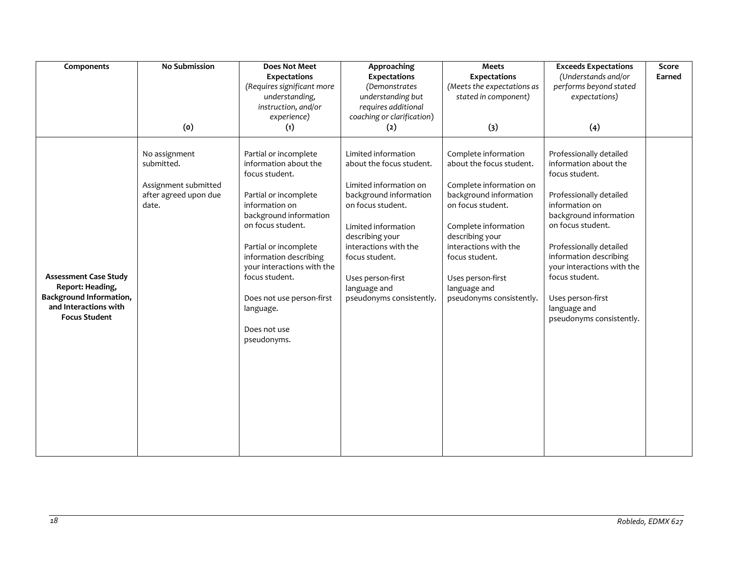| Components | No Submission (0) | Does Not Meet Expectations *(Requires significant more understanding, instruction, and/or experience)* (1) | Approaching Expectations *(Demonstrates understanding but requires additional coaching or clarification)* (2) | Meets Expectations *(Meets the expectations as stated in component)* (3) | Exceeds Expectations *(Understands and/or performs beyond stated expectations)* (4) | Score Earned |
|---|---|---|---|---|---|---|
| **Assessment Case Study Report: Heading, Background Information, and Interactions with Focus Student** | No assignment submitted.<br><br>Assignment submitted after agreed upon due date. | Partial or incomplete information about the focus student.<br><br>Partial or incomplete information on background information on focus student.<br><br>Partial or incomplete information describing your interactions with the focus student.<br><br>Does not use person-first language.<br><br>Does not use pseudonyms. | Limited information about the focus student.<br><br>Limited information on background information on focus student.<br><br>Limited information describing your interactions with the focus student.<br><br>Uses person-first language and pseudonyms consistently. | Complete information about the focus student.<br><br>Complete information on background information on focus student.<br><br>Complete information describing your interactions with the focus student.<br><br>Uses person-first language and pseudonyms consistently. | Professionally detailed information about the focus student.<br><br>Professionally detailed information on background information on focus student.<br><br>Professionally detailed information describing your interactions with the focus student.<br><br>Uses person-first language and pseudonyms consistently. | |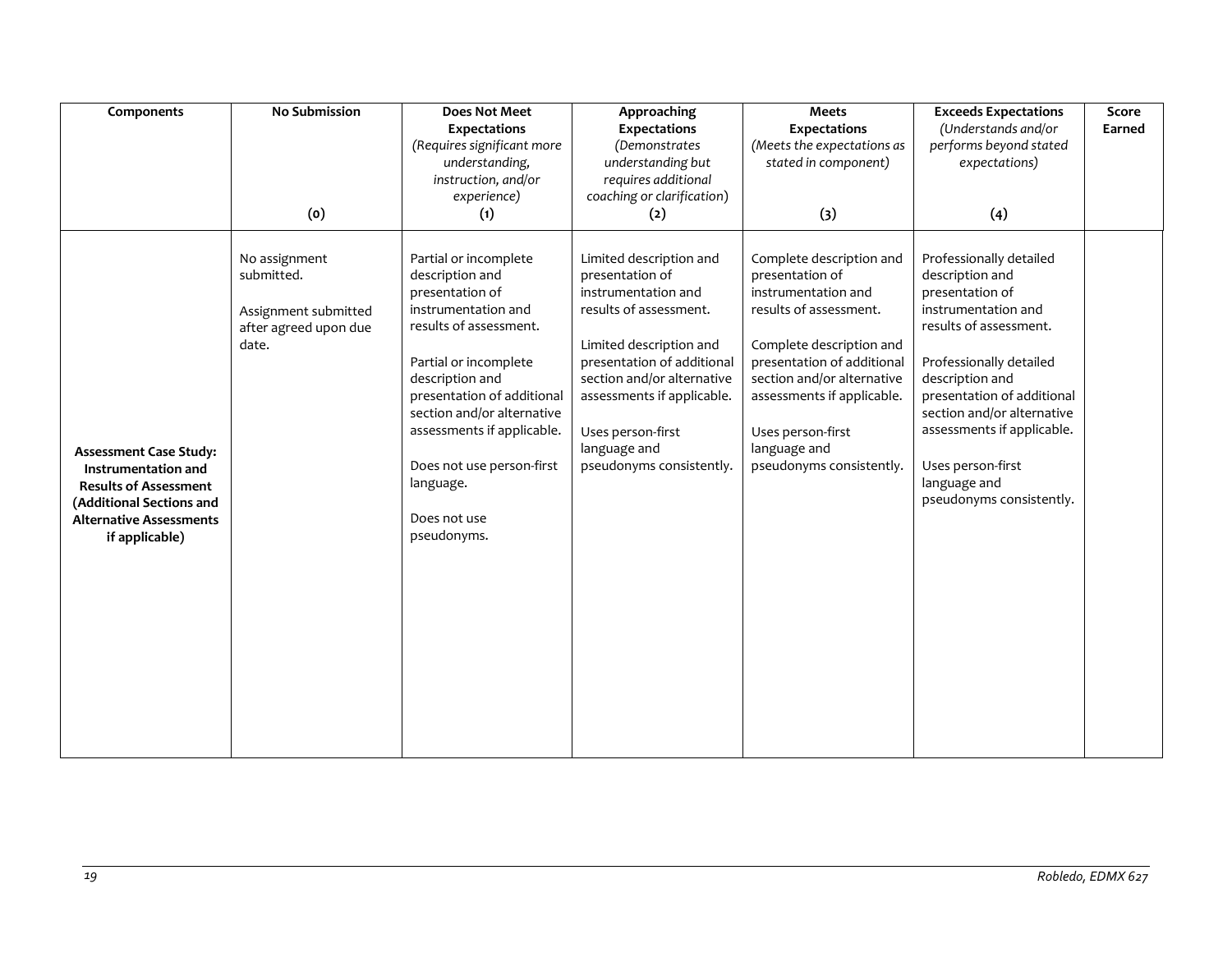| Components | No Submission<br><br>(0) | Does Not Meet Expectations<br>*(Requires significant more understanding, instruction, and/or experience)*<br>(1) | Approaching Expectations<br>*(Demonstrates understanding but requires additional coaching or clarification)*<br>(2) | Meets Expectations<br>*(Meets the expectations as stated in component)*<br>(3) | Exceeds Expectations<br>*(Understands and/or performs beyond stated expectations)*<br>(4) | Score Earned |
|---|---|---|---|---|---|---|
| **Assessment Case Study: Instrumentation and Results of Assessment (Additional Sections and Alternative Assessments if applicable)** | No assignment submitted.<br><br>Assignment submitted after agreed upon due date. | Partial or incomplete description and presentation of instrumentation and results of assessment.<br><br>Partial or incomplete description and presentation of additional section and/or alternative assessments if applicable.<br><br>Does not use person-first language.<br><br>Does not use pseudonyms. | Limited description and presentation of instrumentation and results of assessment.<br><br>Limited description and presentation of additional section and/or alternative assessments if applicable.<br><br>Uses person-first language and pseudonyms consistently. | Complete description and presentation of instrumentation and results of assessment.<br><br>Complete description and presentation of additional section and/or alternative assessments if applicable.<br><br>Uses person-first language and pseudonyms consistently. | Professionally detailed description and presentation of instrumentation and results of assessment.<br><br>Professionally detailed description and presentation of additional section and/or alternative assessments if applicable.<br><br>Uses person-first language and pseudonyms consistently. | |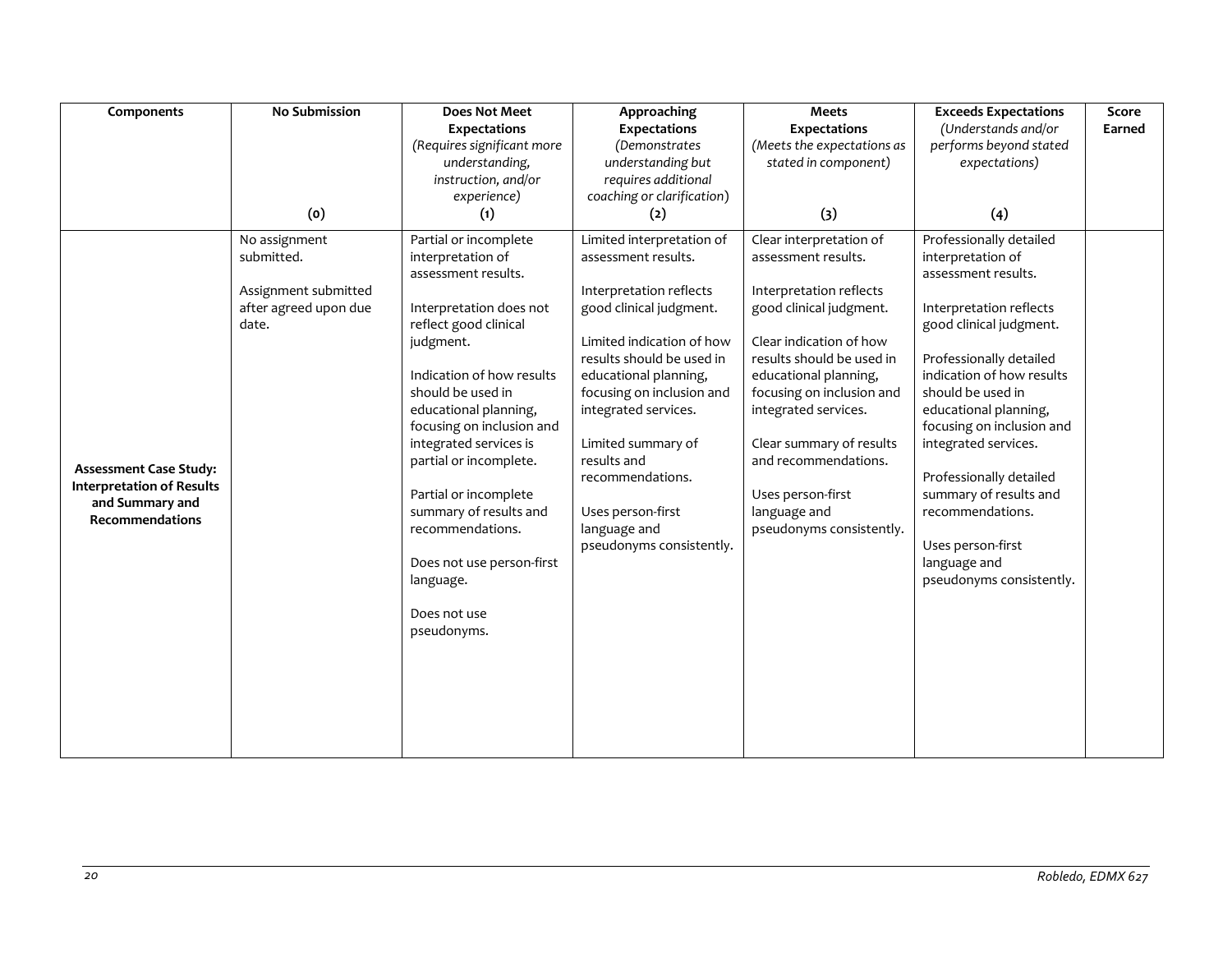| Components | No Submission (0) | Does Not Meet Expectations *(Requires significant more understanding, instruction, and/or experience)* (1) | Approaching Expectations *(Demonstrates understanding but requires additional coaching or clarification)* (2) | Meets Expectations *(Meets the expectations as stated in component)* (3) | Exceeds Expectations *(Understands and/or performs beyond stated expectations)* (4) | Score Earned |
|---|---|---|---|---|---|---|
| **Assessment Case Study: Interpretation of Results and Summary and Recommendations** | No assignment submitted.<br><br>Assignment submitted after agreed upon due date. | Partial or incomplete interpretation of assessment results.<br><br>Interpretation does not reflect good clinical judgment.<br><br>Indication of how results should be used in educational planning, focusing on inclusion and integrated services is partial or incomplete.<br><br>Partial or incomplete summary of results and recommendations.<br><br>Does not use person-first language.<br><br>Does not use pseudonyms. | Limited interpretation of assessment results.<br><br>Interpretation reflects good clinical judgment.<br><br>Limited indication of how results should be used in educational planning, focusing on inclusion and integrated services.<br><br>Limited summary of results and recommendations.<br><br>Uses person-first language and pseudonyms consistently. | Clear interpretation of assessment results.<br><br>Interpretation reflects good clinical judgment.<br><br>Clear indication of how results should be used in educational planning, focusing on inclusion and integrated services.<br><br>Clear summary of results and recommendations.<br><br>Uses person-first language and pseudonyms consistently. | Professionally detailed interpretation of assessment results.<br><br>Interpretation reflects good clinical judgment.<br><br>Professionally detailed indication of how results should be used in educational planning, focusing on inclusion and integrated services.<br><br>Professionally detailed summary of results and recommendations.<br><br>Uses person-first language and pseudonyms consistently. | |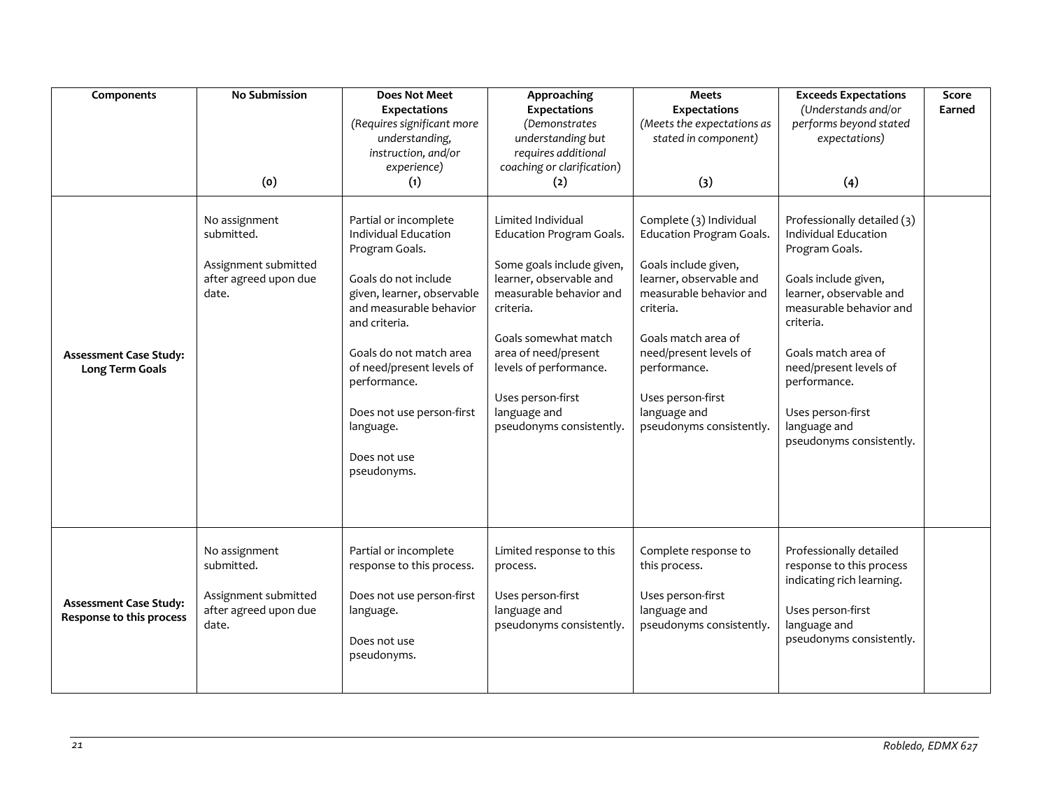| Components | No Submission (0) | Does Not Meet Expectations *(Requires significant more understanding, instruction, and/or experience)* (1) | Approaching Expectations *(Demonstrates understanding but requires additional coaching or clarification)* (2) | Meets Expectations *(Meets the expectations as stated in component)* (3) | Exceeds Expectations *(Understands and/or performs beyond stated expectations)* (4) | Score Earned |
|---|---|---|---|---|---|---|
| **Assessment Case Study: Long Term Goals** | No assignment submitted.<br><br>Assignment submitted after agreed upon due date. | Partial or incomplete Individual Education Program Goals.<br><br>Goals do not include given, learner, observable and measurable behavior and criteria.<br><br>Goals do not match area of need/present levels of performance.<br><br>Does not use person-first language.<br><br>Does not use pseudonyms. | Limited Individual Education Program Goals.<br><br>Some goals include given, learner, observable and measurable behavior and criteria.<br><br>Goals somewhat match area of need/present levels of performance.<br><br>Uses person-first language and pseudonyms consistently. | Complete (3) Individual Education Program Goals.<br><br>Goals include given, learner, observable and measurable behavior and criteria.<br><br>Goals match area of need/present levels of performance.<br><br>Uses person-first language and pseudonyms consistently. | Professionally detailed (3) Individual Education Program Goals.<br><br>Goals include given, learner, observable and measurable behavior and criteria.<br><br>Goals match area of need/present levels of performance.<br><br>Uses person-first language and pseudonyms consistently. | |
| **Assessment Case Study: Response to this process** | No assignment submitted.<br><br>Assignment submitted after agreed upon due date. | Partial or incomplete response to this process.<br><br>Does not use person-first language.<br><br>Does not use pseudonyms. | Limited response to this process.<br><br>Uses person-first language and pseudonyms consistently. | Complete response to this process.<br><br>Uses person-first language and pseudonyms consistently. | Professionally detailed response to this process indicating rich learning.<br><br>Uses person-first language and pseudonyms consistently. | |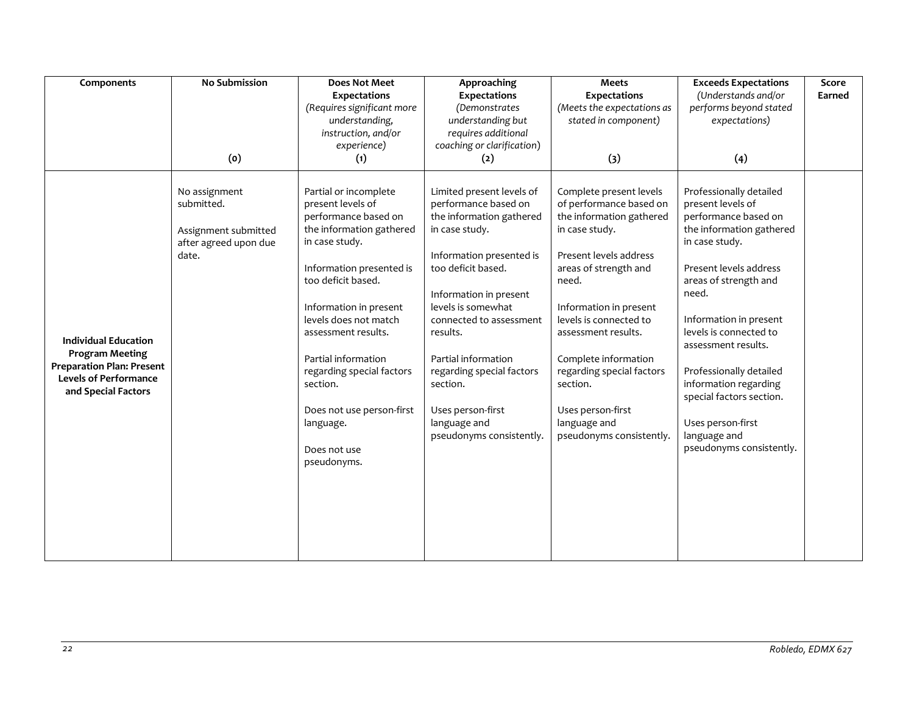| Components | No Submission (0) | Does Not Meet Expectations *(Requires significant more understanding, instruction, and/or experience)* (1) | Approaching Expectations *(Demonstrates understanding but requires additional coaching or clarification)* (2) | Meets Expectations *(Meets the expectations as stated in component)* (3) | Exceeds Expectations *(Understands and/or performs beyond stated expectations)* (4) | Score Earned |
|---|---|---|---|---|---|---|
| **Individual Education Program Meeting Preparation Plan: Present Levels of Performance and Special Factors** | No assignment submitted.<br><br>Assignment submitted after agreed upon due date. | Partial or incomplete present levels of performance based on the information gathered in case study.<br><br>Information presented is too deficit based.<br><br>Information in present levels does not match assessment results.<br><br>Partial information regarding special factors section.<br><br>Does not use person-first language.<br><br>Does not use pseudonyms. | Limited present levels of performance based on the information gathered in case study.<br><br>Information presented is too deficit based.<br><br>Information in present levels is somewhat connected to assessment results.<br><br>Partial information regarding special factors section.<br><br>Uses person-first language and pseudonyms consistently. | Complete present levels of performance based on the information gathered in case study.<br><br>Present levels address areas of strength and need.<br><br>Information in present levels is connected to assessment results.<br><br>Complete information regarding special factors section.<br><br>Uses person-first language and pseudonyms consistently. | Professionally detailed present levels of performance based on the information gathered in case study.<br><br>Present levels address areas of strength and need.<br><br>Information in present levels is connected to assessment results.<br><br>Professionally detailed information regarding special factors section.<br><br>Uses person-first language and pseudonyms consistently. | |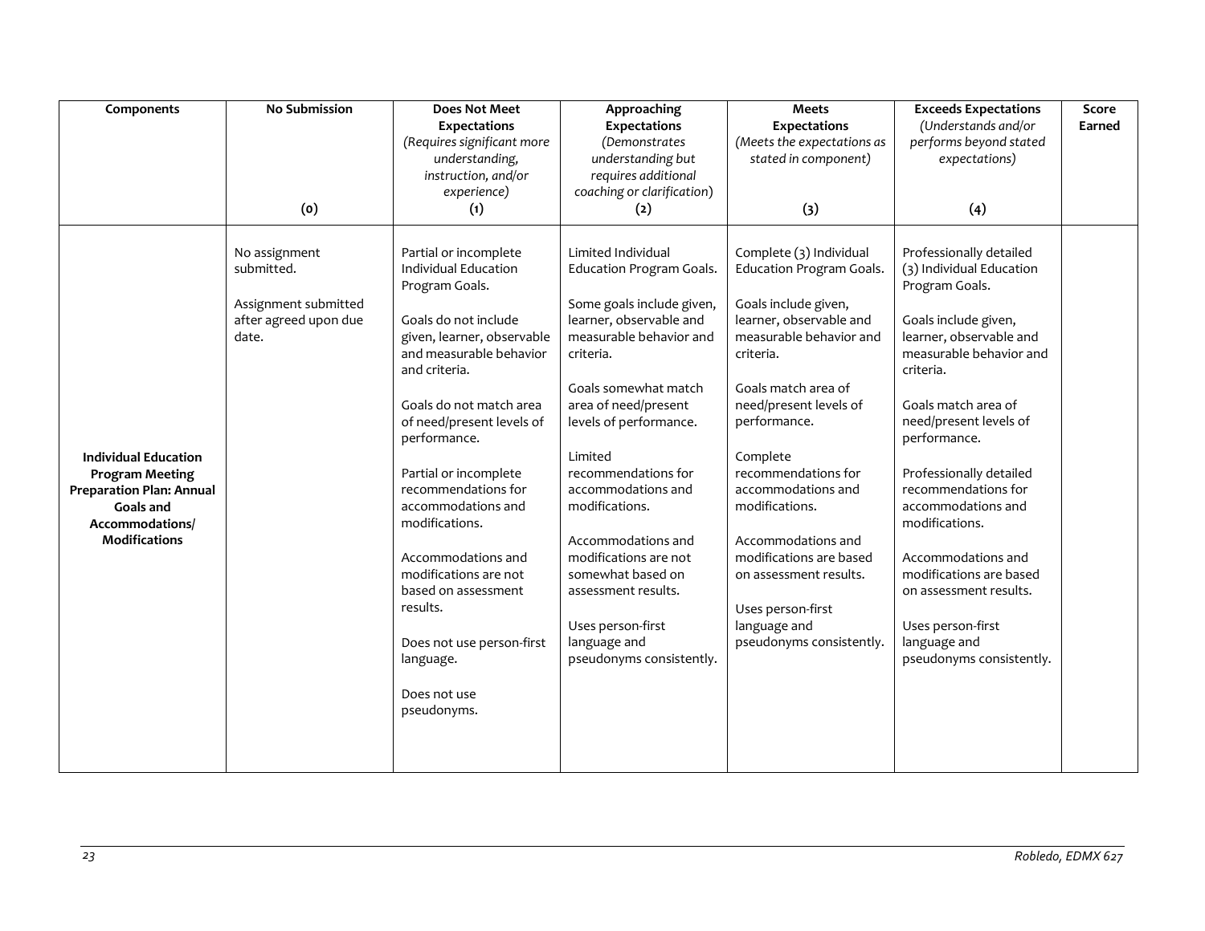| Components | No Submission<br><br>(0) | Does Not Meet Expectations<br>*(Requires significant more understanding, instruction, and/or experience)*<br>(1) | Approaching Expectations<br>*(Demonstrates understanding but requires additional coaching or clarification)*<br>(2) | Meets Expectations<br>*(Meets the expectations as stated in component)*<br><br>(3) | Exceeds Expectations<br>*(Understands and/or performs beyond stated expectations)*<br><br>(4) | Score Earned |
|---|---|---|---|---|---|---|
| **Individual Education Program Meeting Preparation Plan: Annual Goals and Accommodations/ Modifications** | No assignment submitted.<br><br>Assignment submitted after agreed upon due date. | Partial or incomplete Individual Education Program Goals.<br><br>Goals do not include given, learner, observable and measurable behavior and criteria.<br><br>Goals do not match area of need/present levels of performance.<br><br>Partial or incomplete recommendations for accommodations and modifications.<br><br>Accommodations and modifications are not based on assessment results.<br><br>Does not use person-first language.<br><br>Does not use pseudonyms. | Limited Individual Education Program Goals.<br><br>Some goals include given, learner, observable and measurable behavior and criteria.<br><br>Goals somewhat match area of need/present levels of performance.<br><br>Limited recommendations for accommodations and modifications.<br><br>Accommodations and modifications are not somewhat based on assessment results.<br><br>Uses person-first language and pseudonyms consistently. | Complete (3) Individual Education Program Goals.<br><br>Goals include given, learner, observable and measurable behavior and criteria.<br><br>Goals match area of need/present levels of performance.<br><br>Complete recommendations for accommodations and modifications.<br><br>Accommodations and modifications are based on assessment results.<br><br>Uses person-first language and pseudonyms consistently. | Professionally detailed (3) Individual Education Program Goals.<br><br>Goals include given, learner, observable and measurable behavior and criteria.<br><br>Goals match area of need/present levels of performance.<br><br>Professionally detailed recommendations for accommodations and modifications.<br><br>Accommodations and modifications are based on assessment results.<br><br>Uses person-first language and pseudonyms consistently. | |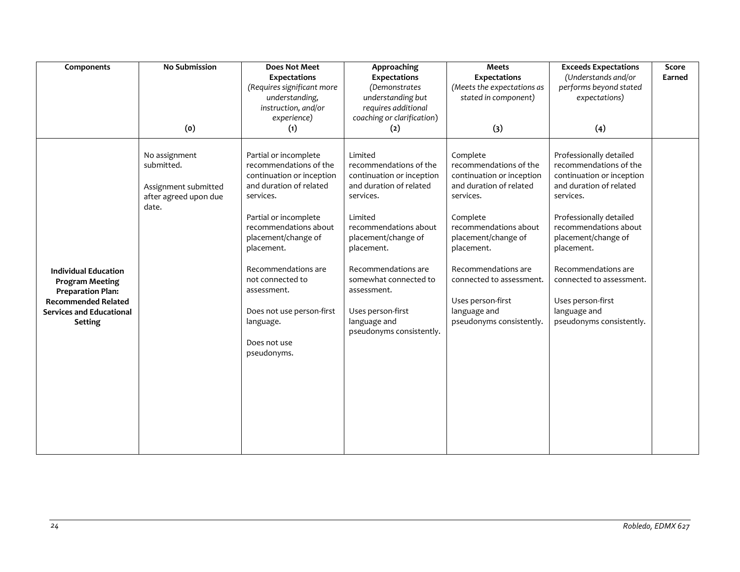| Components | No Submission (0) | Does Not Meet Expectations *(Requires significant more understanding, instruction, and/or experience)* (1) | Approaching Expectations *(Demonstrates understanding but requires additional coaching or clarification)* (2) | Meets Expectations *(Meets the expectations as stated in component)* (3) | Exceeds Expectations *(Understands and/or performs beyond stated expectations)* (4) | Score Earned |
|---|---|---|---|---|---|---|
| **Individual Education Program Meeting Preparation Plan: Recommended Related Services and Educational Setting** | No assignment submitted.<br><br>Assignment submitted after agreed upon due date. | Partial or incomplete recommendations of the continuation or inception and duration of related services.<br><br>Partial or incomplete recommendations about placement/change of placement.<br><br>Recommendations are not connected to assessment.<br><br>Does not use person-first language.<br><br>Does not use pseudonyms. | Limited recommendations of the continuation or inception and duration of related services.<br><br>Limited recommendations about placement/change of placement.<br><br>Recommendations are somewhat connected to assessment.<br><br>Uses person-first language and pseudonyms consistently. | Complete recommendations of the continuation or inception and duration of related services.<br><br>Complete recommendations about placement/change of placement.<br><br>Recommendations are connected to assessment.<br><br>Uses person-first language and pseudonyms consistently. | Professionally detailed recommendations of the continuation or inception and duration of related services.<br><br>Professionally detailed recommendations about placement/change of placement.<br><br>Recommendations are connected to assessment.<br><br>Uses person-first language and pseudonyms consistently. | |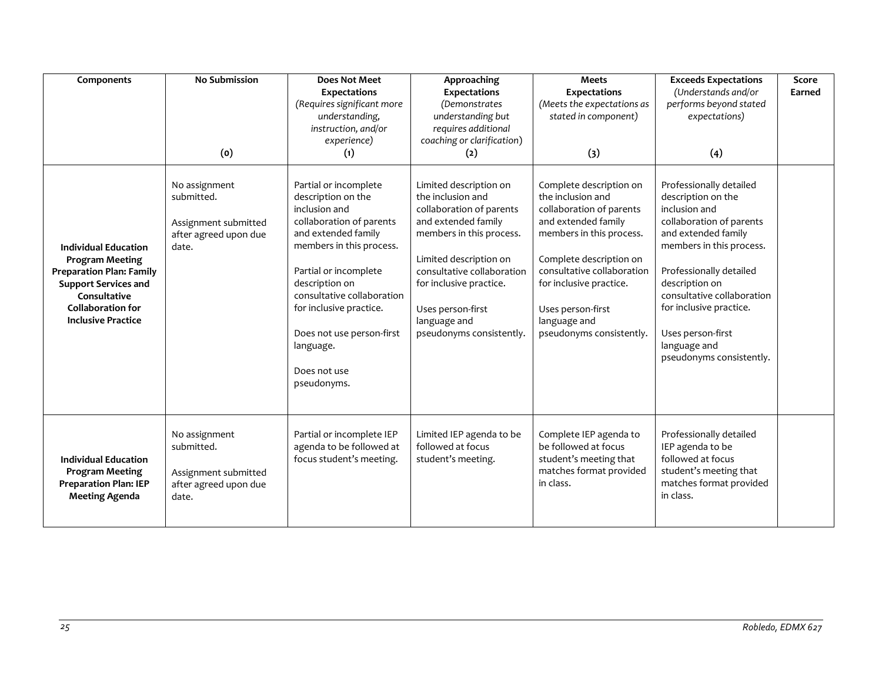| Components | No Submission<br><br>(0) | Does Not Meet Expectations<br>*(Requires significant more understanding, instruction, and/or experience)*<br>(1) | Approaching Expectations<br>*(Demonstrates understanding but requires additional coaching or clarification)*<br>(2) | Meets Expectations<br>*(Meets the expectations as stated in component)*<br><br>(3) | Exceeds Expectations<br>*(Understands and/or performs beyond stated expectations)*<br><br>(4) | Score Earned |
|---|---|---|---|---|---|---|
| **Individual Education Program Meeting Preparation Plan: Family Support Services and Consultative Collaboration for Inclusive Practice** | No assignment submitted.<br><br>Assignment submitted after agreed upon due date. | Partial or incomplete description on the inclusion and collaboration of parents and extended family members in this process.<br><br>Partial or incomplete description on consultative collaboration for inclusive practice.<br><br>Does not use person-first language.<br><br>Does not use pseudonyms. | Limited description on the inclusion and collaboration of parents and extended family members in this process.<br><br>Limited description on consultative collaboration for inclusive practice.<br><br>Uses person-first language and pseudonyms consistently. | Complete description on the inclusion and collaboration of parents and extended family members in this process.<br><br>Complete description on consultative collaboration for inclusive practice.<br><br>Uses person-first language and pseudonyms consistently. | Professionally detailed description on the inclusion and collaboration of parents and extended family members in this process.<br><br>Professionally detailed description on consultative collaboration for inclusive practice.<br><br>Uses person-first language and pseudonyms consistently. | |
| **Individual Education Program Meeting Preparation Plan: IEP Meeting Agenda** | No assignment submitted.<br><br>Assignment submitted after agreed upon due date. | Partial or incomplete IEP agenda to be followed at focus student's meeting. | Limited IEP agenda to be followed at focus student's meeting. | Complete IEP agenda to be followed at focus student's meeting that matches format provided in class. | Professionally detailed IEP agenda to be followed at focus student's meeting that matches format provided in class. | |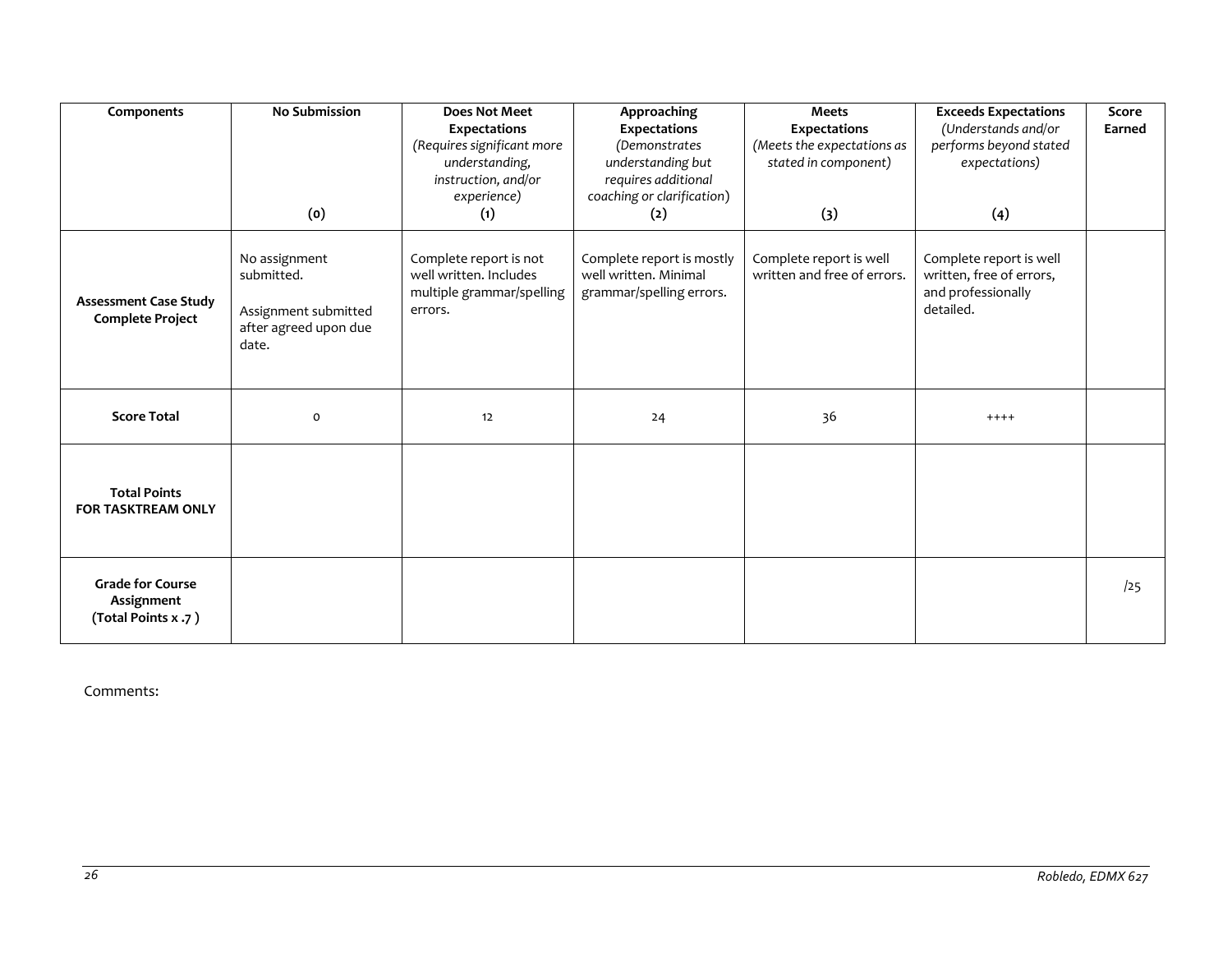| Components | No Submission (0) | Does Not Meet Expectations *(Requires significant more understanding, instruction, and/or experience)* (1) | Approaching Expectations *(Demonstrates understanding but requires additional coaching or clarification)* (2) | Meets Expectations *(Meets the expectations as stated in component)* (3) | Exceeds Expectations *(Understands and/or performs beyond stated expectations)* (4) | Score Earned |
|---|---|---|---|---|---|---|
| **Assessment Case Study Complete Project** | No assignment submitted.<br><br>Assignment submitted after agreed upon due date. | Complete report is not well written. Includes multiple grammar/spelling errors. | Complete report is mostly well written. Minimal grammar/spelling errors. | Complete report is well written and free of errors. | Complete report is well written, free of errors, and professionally detailed. | |
| **Score Total** | 0 | 12 | 24 | 36 | ++++ | |
| **Total Points FOR TASKTREAM ONLY** | | | | | | |
| **Grade for Course Assignment (Total Points x .7 )** | | | | | | /25 |

Comments: